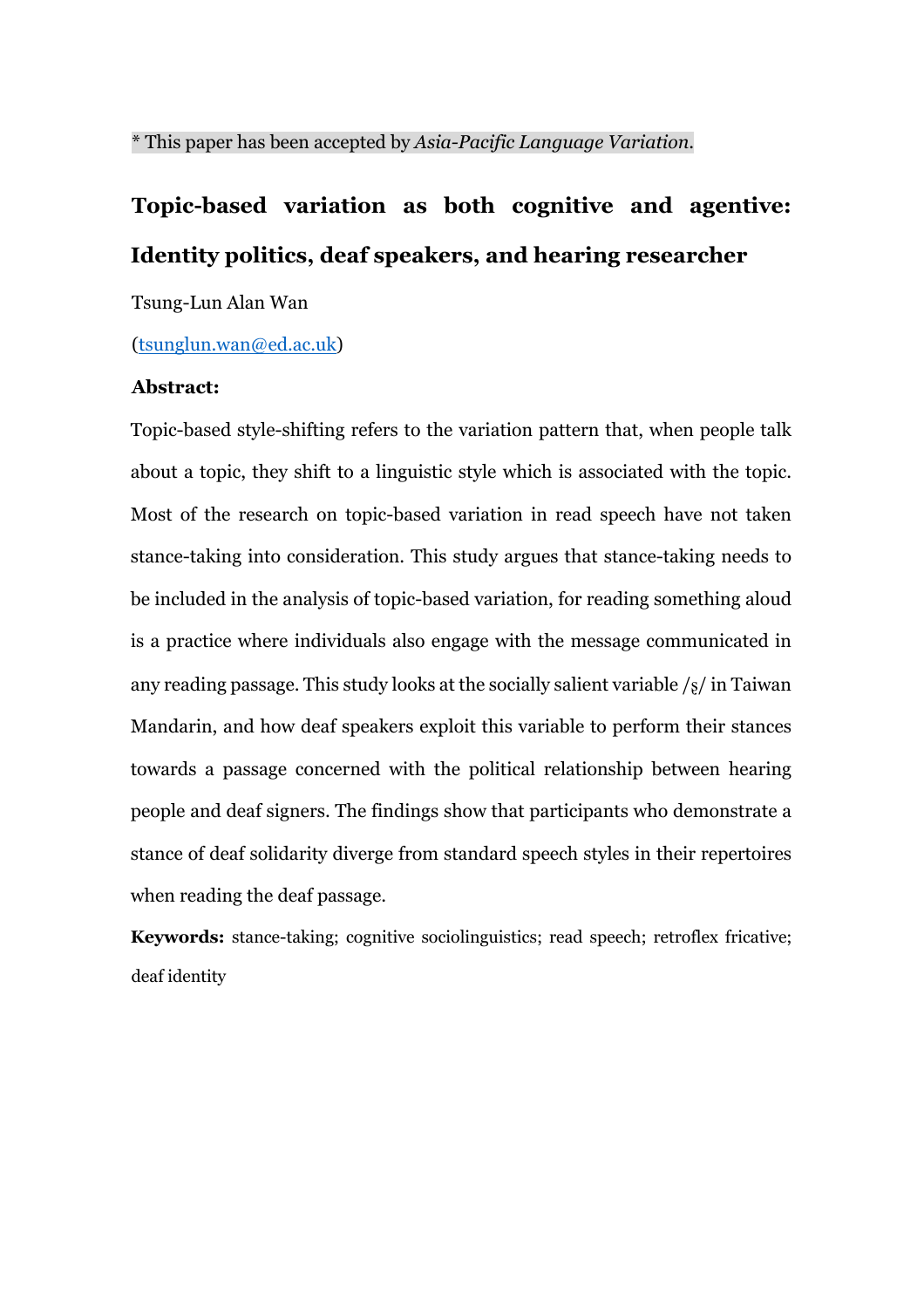\* This paper has been accepted by *Asia-Pacific Language Variation*.

# Topic-based variation as both cognitive and agentive: Identity politics, deaf speakers, and hearing researcher

Tsung-Lun Alan Wan

(tsunglun.wan@ed.ac.uk)

**Abstract:**

Topic-based style-shifting refers to the variation pattern that, when people talk about a topic, they shift to a linguistic style which is associated with the topic. Most of the research on topic-based variation in read speech have not taken stance-taking into consideration. This study argues that stance-taking needs to be included in the analysis of topic-based variation, for reading something aloud is a practice where individuals also engage with the message communicated in any reading passage. This study looks at the socially salient variable /ʂ/ in Taiwan Mandarin, and how deaf speakers exploit this variable to perform their stances towards a passage concerned with the political relationship between hearing people and deaf signers. The findings show that participants who demonstrate a stance of deaf solidarity diverge from standard speech styles in their repertoires when reading the deaf passage.

**Keywords:** stance-taking; cognitive sociolinguistics; read speech; retroflex fricative; deaf identity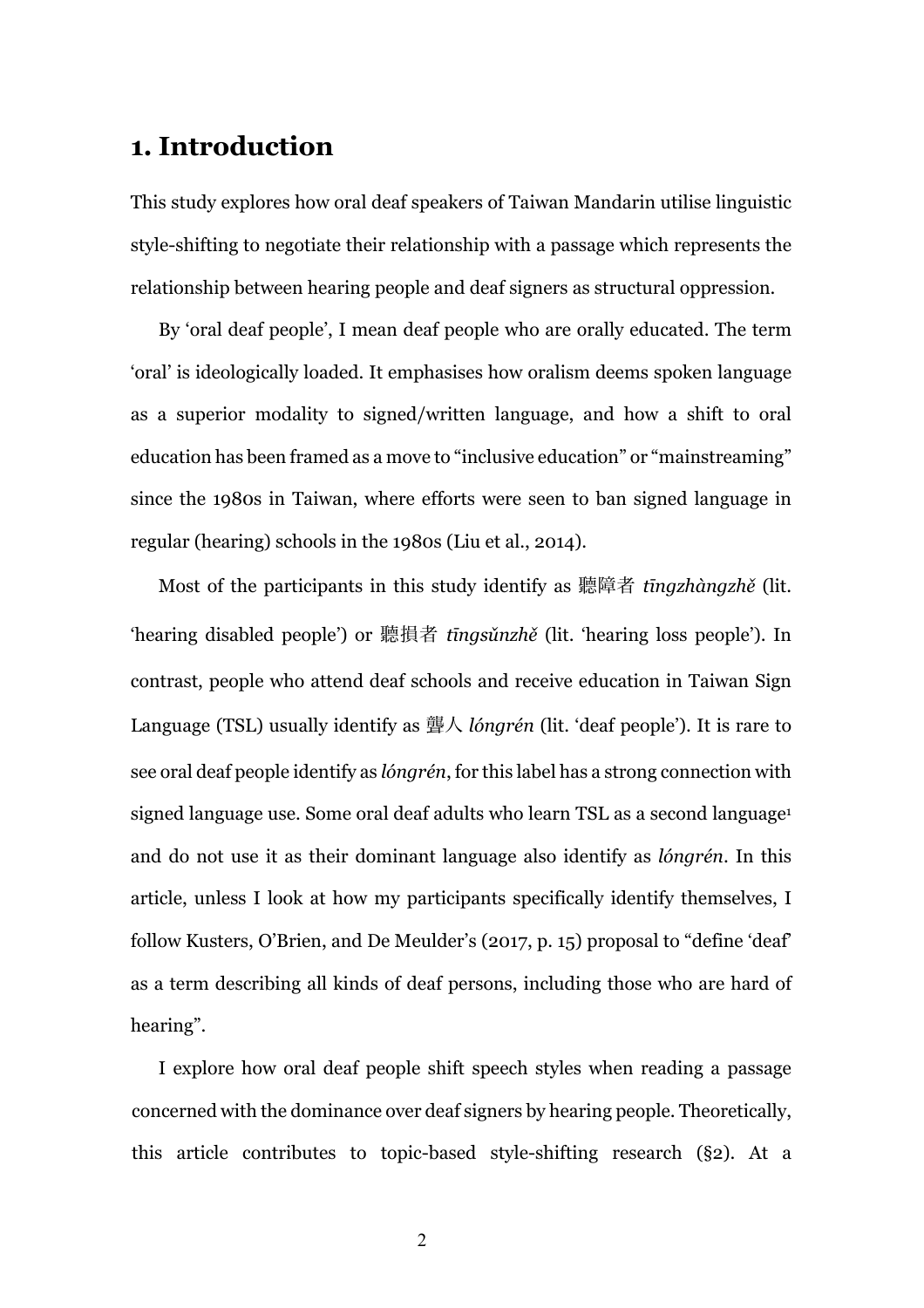# 1. Introduction

This study explores how oral deaf speakers of Taiwan Mandarin utilise linguistic style-shifting to negotiate their relationship with a passage which represents the relationship between hearing people and deaf signers as structural oppression.

By 'oral deaf people', I mean deaf people who are orally educated. The term 'oral' is ideologically loaded. It emphasises how oralism deems spoken language as a superior modality to signed/written language, and how a shift to oral education has been framed as a move to "inclusive education" or "mainstreaming" since the 1980s in Taiwan, where efforts were seen to ban signed language in regular (hearing) schools in the 1980s (Liu et al., 2014).

Most of the participants in this study identify as 聽障者 *tīngzhàngzhě* (lit. 'hearing disabled people') or 聽損者 *tīngsǔnzhě* (lit. 'hearing loss people'). In contrast, people who attend deaf schools and receive education in Taiwan Sign Language (TSL) usually identify as 聾人 *lóngrén* (lit. 'deaf people'). It is rare to see oral deaf people identify as *lóngrén*, for this label has a strong connection with signed language use. Some oral deaf adults who learn TSL as a second language[1] and do not use it as their dominant language also identify as *lóngrén*. In this article, unless I look at how my participants specifically identify themselves, I follow Kusters, O'Brien, and De Meulder's (2017, p. 15) proposal to "define 'deaf' as a term describing all kinds of deaf persons, including those who are hard of hearing".

I explore how oral deaf people shift speech styles when reading a passage concerned with the dominance over deaf signers by hearing people. Theoretically, this article contributes to topic-based style-shifting research (§2). At a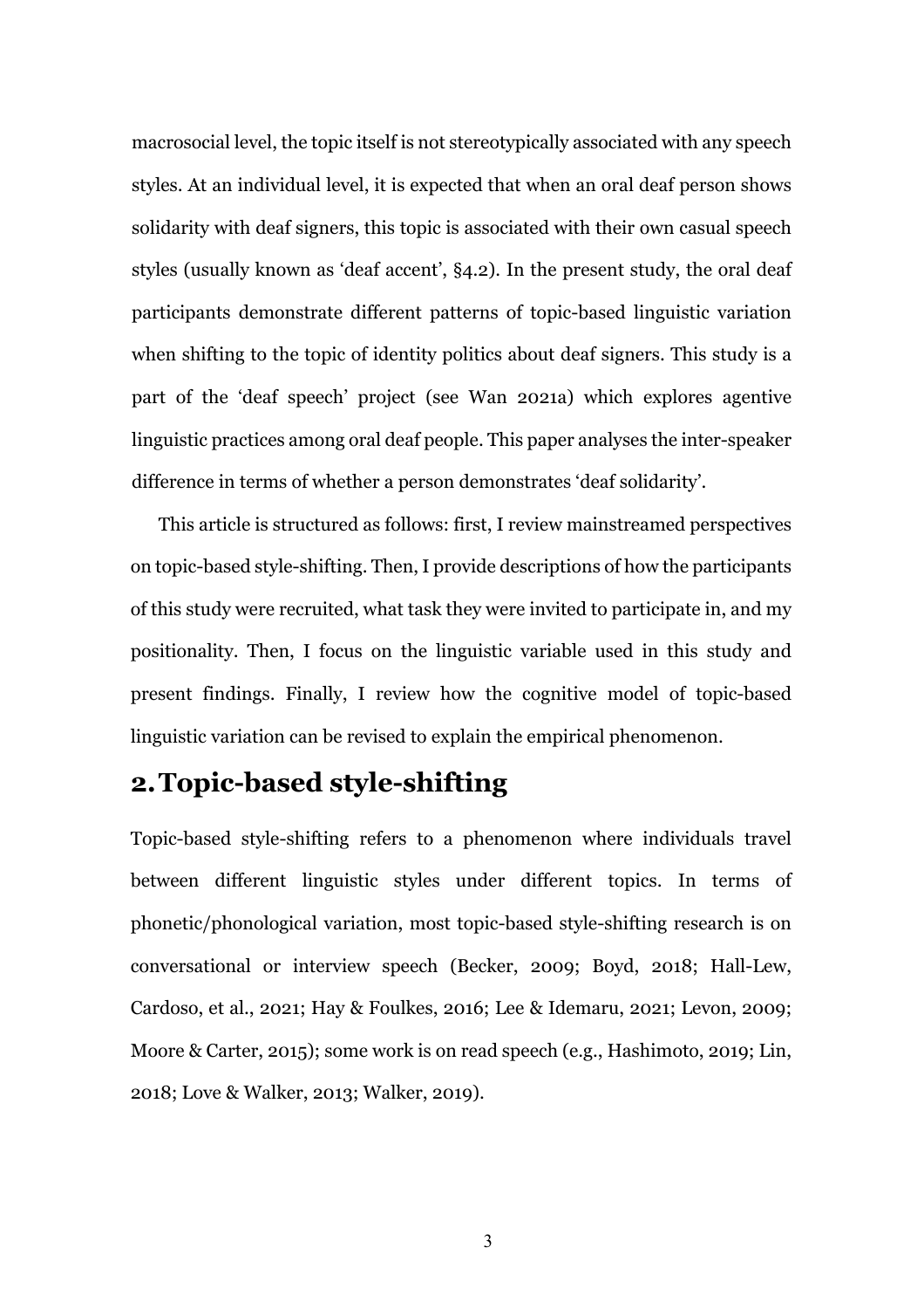macrosocial level, the topic itself is not stereotypically associated with any speech styles. At an individual level, it is expected that when an oral deaf person shows solidarity with deaf signers, this topic is associated with their own casual speech styles (usually known as 'deaf accent', §4.2). In the present study, the oral deaf participants demonstrate different patterns of topic-based linguistic variation when shifting to the topic of identity politics about deaf signers. This study is a part of the 'deaf speech' project (see Wan 2021a) which explores agentive linguistic practices among oral deaf people. This paper analyses the inter-speaker difference in terms of whether a person demonstrates 'deaf solidarity'.

This article is structured as follows: first, I review mainstreamed perspectives on topic-based style-shifting. Then, I provide descriptions of how the participants of this study were recruited, what task they were invited to participate in, and my positionality. Then, I focus on the linguistic variable used in this study and present findings. Finally, I review how the cognitive model of topic-based linguistic variation can be revised to explain the empirical phenomenon.

## 2. Topic-based style-shifting

Topic-based style-shifting refers to a phenomenon where individuals travel between different linguistic styles under different topics. In terms of phonetic/phonological variation, most topic-based style-shifting research is on conversational or interview speech (Becker, 2009; Boyd, 2018; Hall-Lew, Cardoso, et al., 2021; Hay & Foulkes, 2016; Lee & Idemaru, 2021; Levon, 2009; Moore & Carter, 2015); some work is on read speech (e.g., Hashimoto, 2019; Lin, 2018; Love & Walker, 2013; Walker, 2019).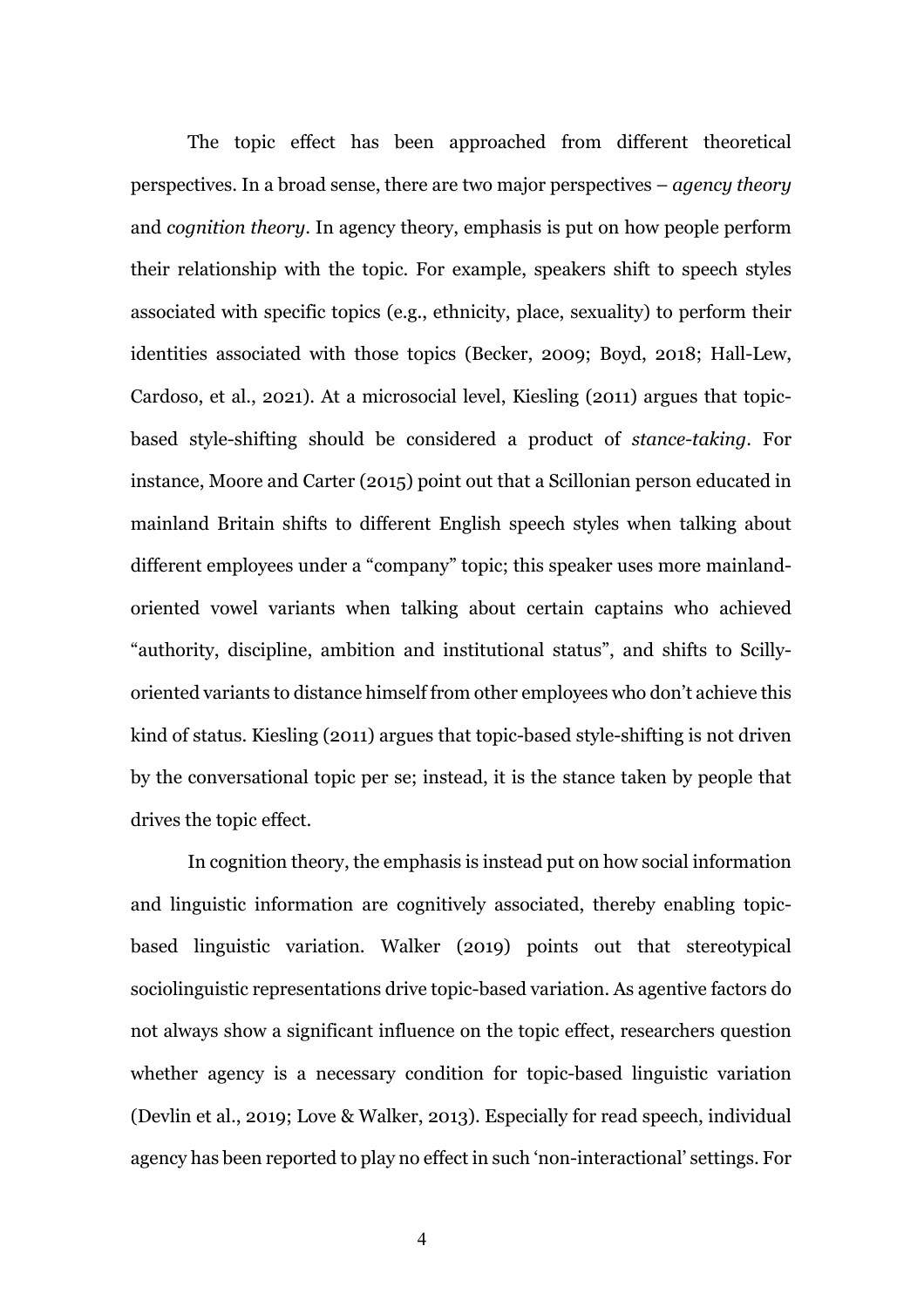The topic effect has been approached from different theoretical perspectives. In a broad sense, there are two major perspectives – *agency theory* and *cognition theory*. In agency theory, emphasis is put on how people perform their relationship with the topic. For example, speakers shift to speech styles associated with specific topics (e.g., ethnicity, place, sexuality) to perform their identities associated with those topics (Becker, 2009; Boyd, 2018; Hall-Lew, Cardoso, et al., 2021). At a microsocial level, Kiesling (2011) argues that topic-based style-shifting should be considered a product of *stance-taking*. For instance, Moore and Carter (2015) point out that a Scillonian person educated in mainland Britain shifts to different English speech styles when talking about different employees under a "company" topic; this speaker uses more mainland-oriented vowel variants when talking about certain captains who achieved "authority, discipline, ambition and institutional status", and shifts to Scilly-oriented variants to distance himself from other employees who don't achieve this kind of status. Kiesling (2011) argues that topic-based style-shifting is not driven by the conversational topic per se; instead, it is the stance taken by people that drives the topic effect.

In cognition theory, the emphasis is instead put on how social information and linguistic information are cognitively associated, thereby enabling topic-based linguistic variation. Walker (2019) points out that stereotypical sociolinguistic representations drive topic-based variation. As agentive factors do not always show a significant influence on the topic effect, researchers question whether agency is a necessary condition for topic-based linguistic variation (Devlin et al., 2019; Love & Walker, 2013). Especially for read speech, individual agency has been reported to play no effect in such 'non-interactional' settings. For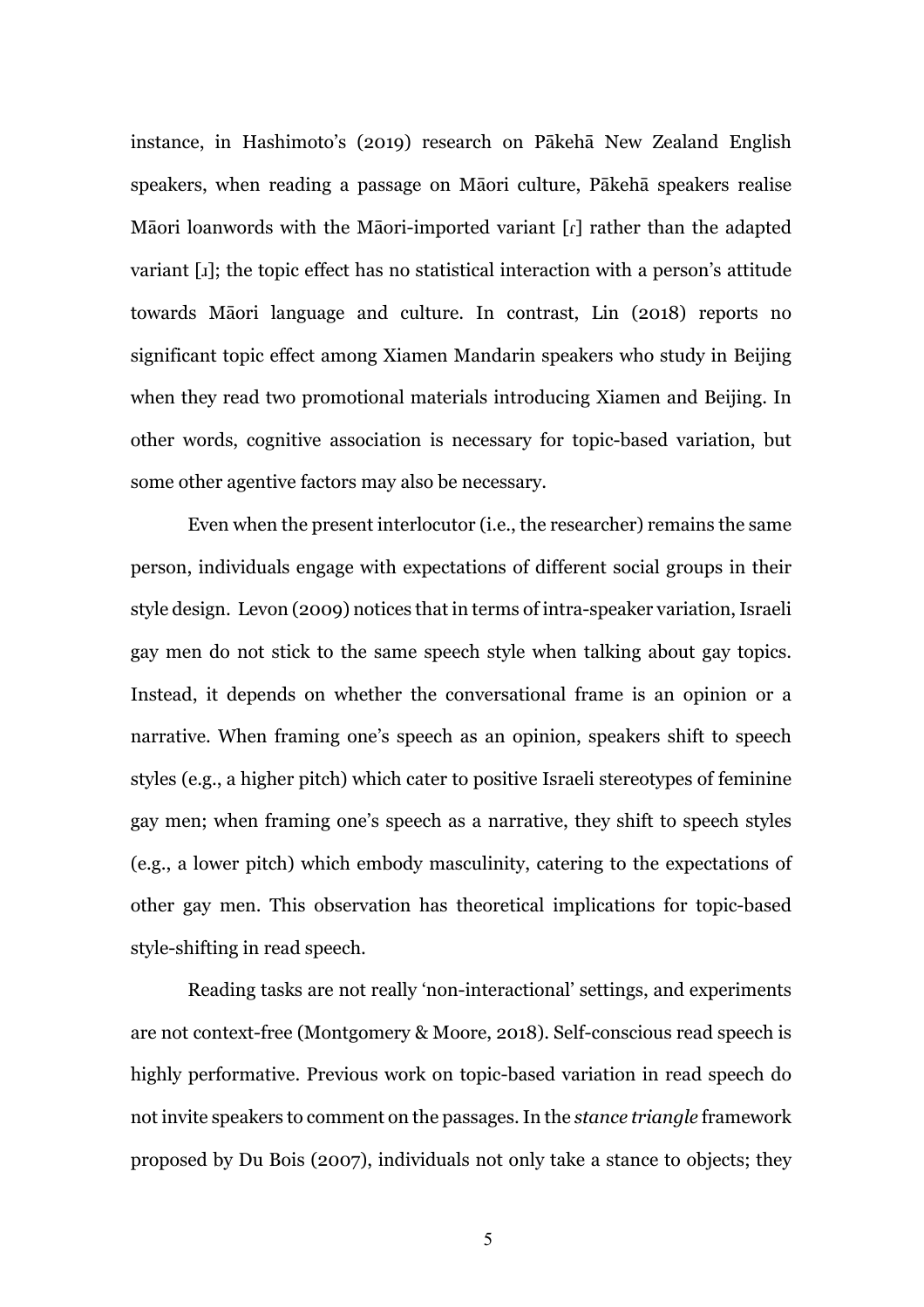instance, in Hashimoto's (2019) research on Pākehā New Zealand English speakers, when reading a passage on Māori culture, Pākehā speakers realise Māori loanwords with the Māori-imported variant [ɾ] rather than the adapted variant [ɹ]; the topic effect has no statistical interaction with a person's attitude towards Māori language and culture. In contrast, Lin (2018) reports no significant topic effect among Xiamen Mandarin speakers who study in Beijing when they read two promotional materials introducing Xiamen and Beijing. In other words, cognitive association is necessary for topic-based variation, but some other agentive factors may also be necessary.

Even when the present interlocutor (i.e., the researcher) remains the same person, individuals engage with expectations of different social groups in their style design. Levon (2009) notices that in terms of intra-speaker variation, Israeli gay men do not stick to the same speech style when talking about gay topics. Instead, it depends on whether the conversational frame is an opinion or a narrative. When framing one's speech as an opinion, speakers shift to speech styles (e.g., a higher pitch) which cater to positive Israeli stereotypes of feminine gay men; when framing one's speech as a narrative, they shift to speech styles (e.g., a lower pitch) which embody masculinity, catering to the expectations of other gay men. This observation has theoretical implications for topic-based style-shifting in read speech.

Reading tasks are not really 'non-interactional' settings, and experiments are not context-free (Montgomery & Moore, 2018). Self-conscious read speech is highly performative. Previous work on topic-based variation in read speech do not invite speakers to comment on the passages. In the *stance triangle* framework proposed by Du Bois (2007), individuals not only take a stance to objects; they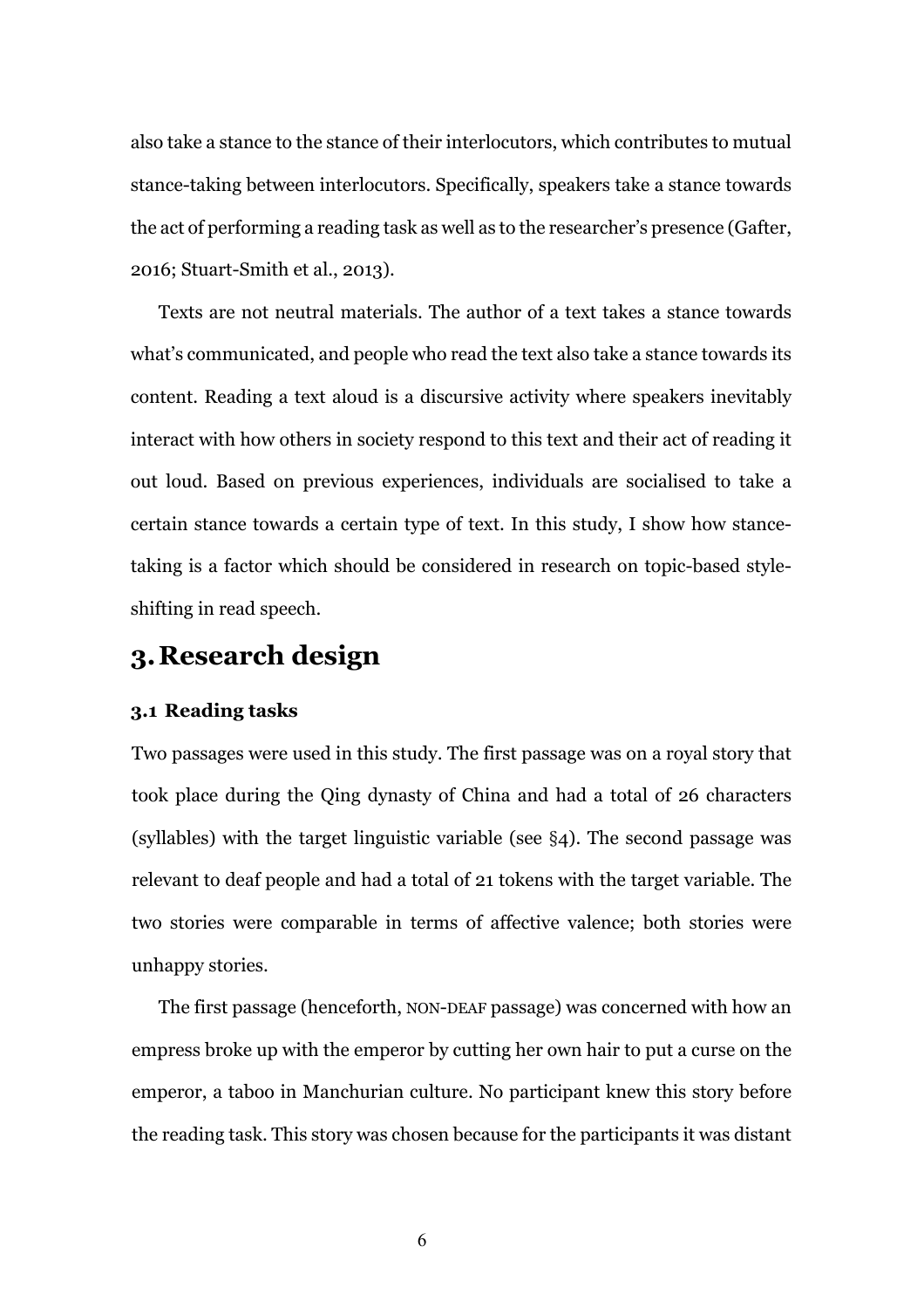also take a stance to the stance of their interlocutors, which contributes to mutual stance-taking between interlocutors. Specifically, speakers take a stance towards the act of performing a reading task as well as to the researcher's presence (Gafter, 2016; Stuart-Smith et al., 2013).

Texts are not neutral materials. The author of a text takes a stance towards what's communicated, and people who read the text also take a stance towards its content. Reading a text aloud is a discursive activity where speakers inevitably interact with how others in society respond to this text and their act of reading it out loud. Based on previous experiences, individuals are socialised to take a certain stance towards a certain type of text. In this study, I show how stance-taking is a factor which should be considered in research on topic-based style-shifting in read speech.

# 3. Research design

### 3.1 Reading tasks

Two passages were used in this study. The first passage was on a royal story that took place during the Qing dynasty of China and had a total of 26 characters (syllables) with the target linguistic variable (see §4). The second passage was relevant to deaf people and had a total of 21 tokens with the target variable. The two stories were comparable in terms of affective valence; both stories were unhappy stories.

The first passage (henceforth, NON-DEAF passage) was concerned with how an empress broke up with the emperor by cutting her own hair to put a curse on the emperor, a taboo in Manchurian culture. No participant knew this story before the reading task. This story was chosen because for the participants it was distant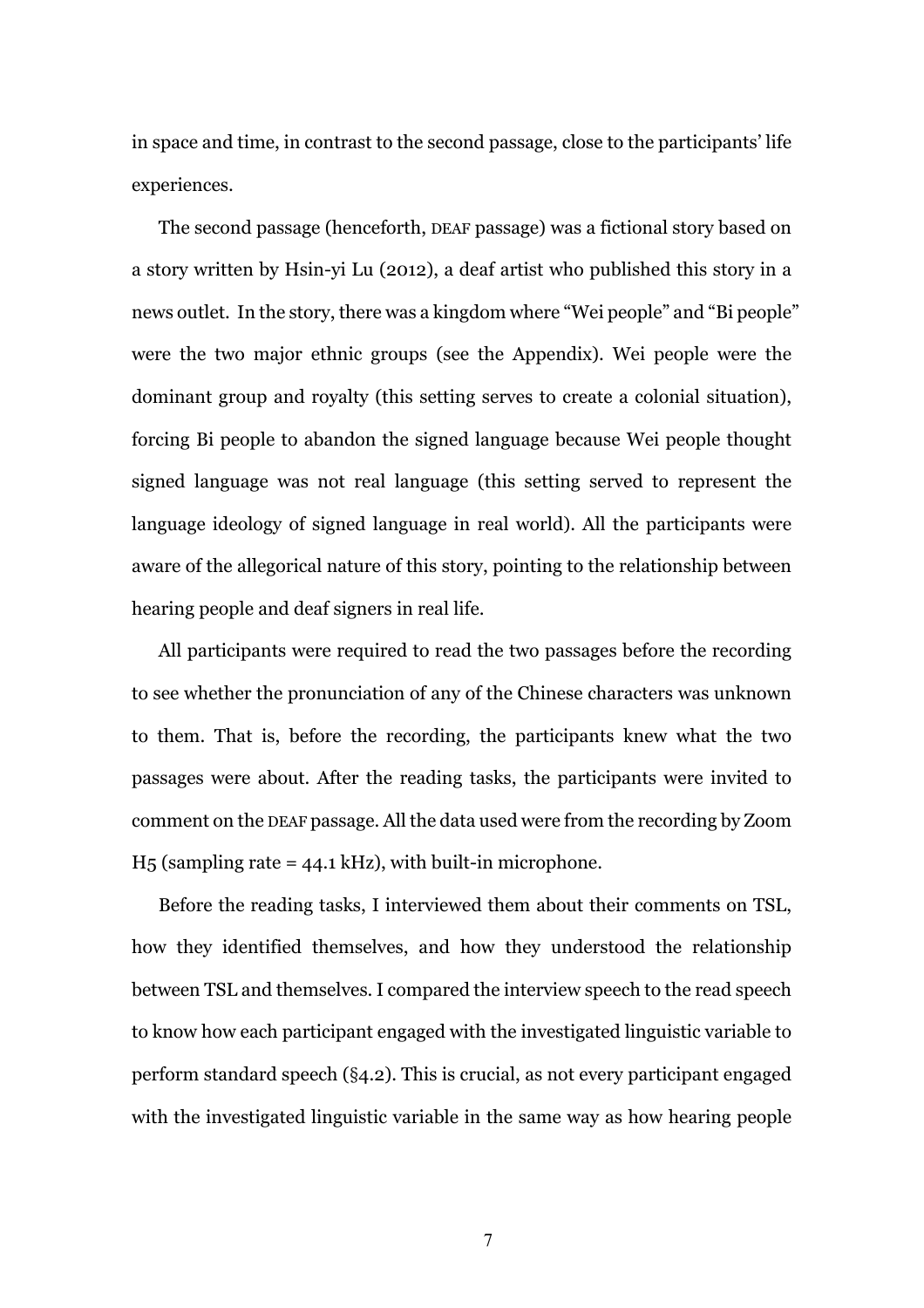in space and time, in contrast to the second passage, close to the participants' life experiences.

The second passage (henceforth, DEAF passage) was a fictional story based on a story written by Hsin-yi Lu (2012), a deaf artist who published this story in a news outlet. In the story, there was a kingdom where "Wei people" and "Bi people" were the two major ethnic groups (see the Appendix). Wei people were the dominant group and royalty (this setting serves to create a colonial situation), forcing Bi people to abandon the signed language because Wei people thought signed language was not real language (this setting served to represent the language ideology of signed language in real world). All the participants were aware of the allegorical nature of this story, pointing to the relationship between hearing people and deaf signers in real life.

All participants were required to read the two passages before the recording to see whether the pronunciation of any of the Chinese characters was unknown to them. That is, before the recording, the participants knew what the two passages were about. After the reading tasks, the participants were invited to comment on the DEAF passage. All the data used were from the recording by Zoom H5 (sampling rate = 44.1 kHz), with built-in microphone.

Before the reading tasks, I interviewed them about their comments on TSL, how they identified themselves, and how they understood the relationship between TSL and themselves. I compared the interview speech to the read speech to know how each participant engaged with the investigated linguistic variable to perform standard speech (§4.2). This is crucial, as not every participant engaged with the investigated linguistic variable in the same way as how hearing people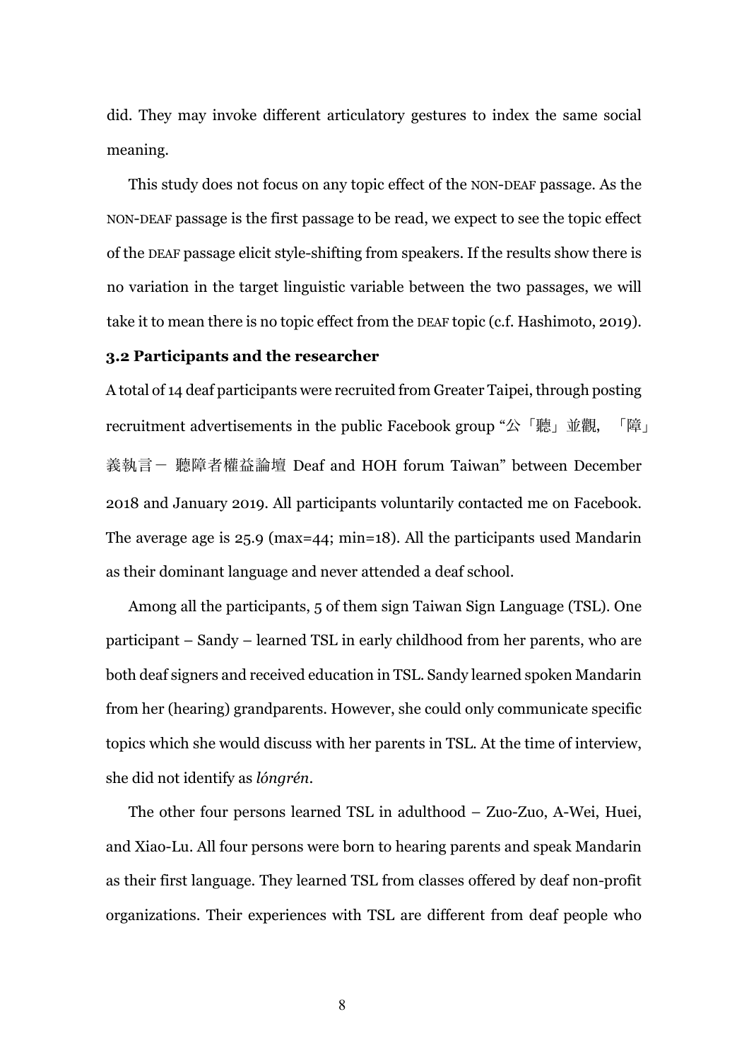did. They may invoke different articulatory gestures to index the same social meaning.

This study does not focus on any topic effect of the NON-DEAF passage. As the NON-DEAF passage is the first passage to be read, we expect to see the topic effect of the DEAF passage elicit style-shifting from speakers. If the results show there is no variation in the target linguistic variable between the two passages, we will take it to mean there is no topic effect from the DEAF topic (c.f. Hashimoto, 2019).

### 3.2 Participants and the researcher

A total of 14 deaf participants were recruited from Greater Taipei, through posting recruitment advertisements in the public Facebook group "公「聽」並觀，「障」義執言－ 聽障者權益論壇 Deaf and HOH forum Taiwan" between December 2018 and January 2019. All participants voluntarily contacted me on Facebook. The average age is 25.9 (max=44; min=18). All the participants used Mandarin as their dominant language and never attended a deaf school.

Among all the participants, 5 of them sign Taiwan Sign Language (TSL). One participant – Sandy – learned TSL in early childhood from her parents, who are both deaf signers and received education in TSL. Sandy learned spoken Mandarin from her (hearing) grandparents. However, she could only communicate specific topics which she would discuss with her parents in TSL. At the time of interview, she did not identify as *lóngrén*.

The other four persons learned TSL in adulthood – Zuo-Zuo, A-Wei, Huei, and Xiao-Lu. All four persons were born to hearing parents and speak Mandarin as their first language. They learned TSL from classes offered by deaf non-profit organizations. Their experiences with TSL are different from deaf people who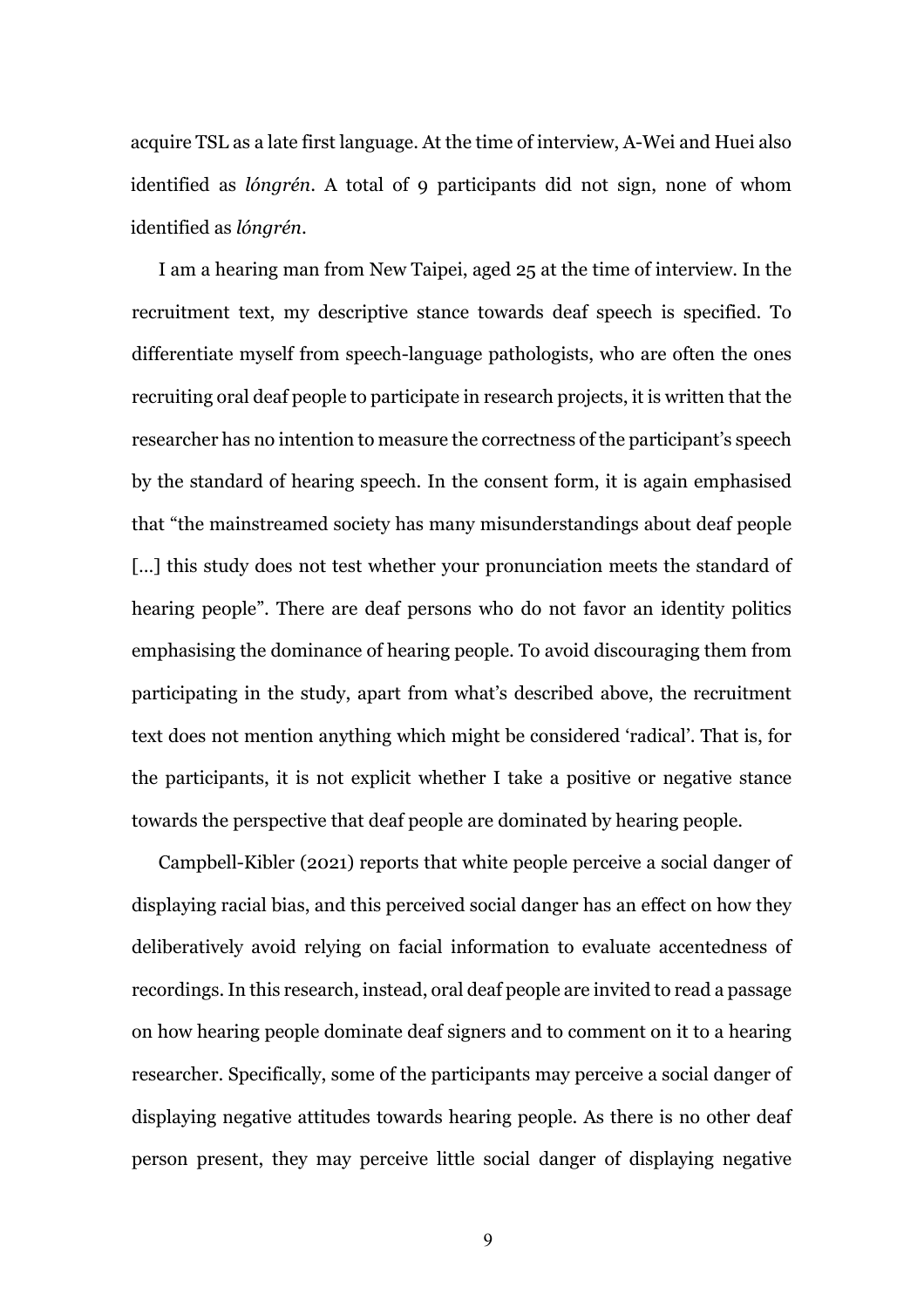acquire TSL as a late first language. At the time of interview, A-Wei and Huei also identified as *lóngrén*. A total of 9 participants did not sign, none of whom identified as *lóngrén*.

I am a hearing man from New Taipei, aged 25 at the time of interview. In the recruitment text, my descriptive stance towards deaf speech is specified. To differentiate myself from speech-language pathologists, who are often the ones recruiting oral deaf people to participate in research projects, it is written that the researcher has no intention to measure the correctness of the participant's speech by the standard of hearing speech. In the consent form, it is again emphasised that "the mainstreamed society has many misunderstandings about deaf people [...] this study does not test whether your pronunciation meets the standard of hearing people". There are deaf persons who do not favor an identity politics emphasising the dominance of hearing people. To avoid discouraging them from participating in the study, apart from what's described above, the recruitment text does not mention anything which might be considered 'radical'. That is, for the participants, it is not explicit whether I take a positive or negative stance towards the perspective that deaf people are dominated by hearing people.

Campbell-Kibler (2021) reports that white people perceive a social danger of displaying racial bias, and this perceived social danger has an effect on how they deliberatively avoid relying on facial information to evaluate accentedness of recordings. In this research, instead, oral deaf people are invited to read a passage on how hearing people dominate deaf signers and to comment on it to a hearing researcher. Specifically, some of the participants may perceive a social danger of displaying negative attitudes towards hearing people. As there is no other deaf person present, they may perceive little social danger of displaying negative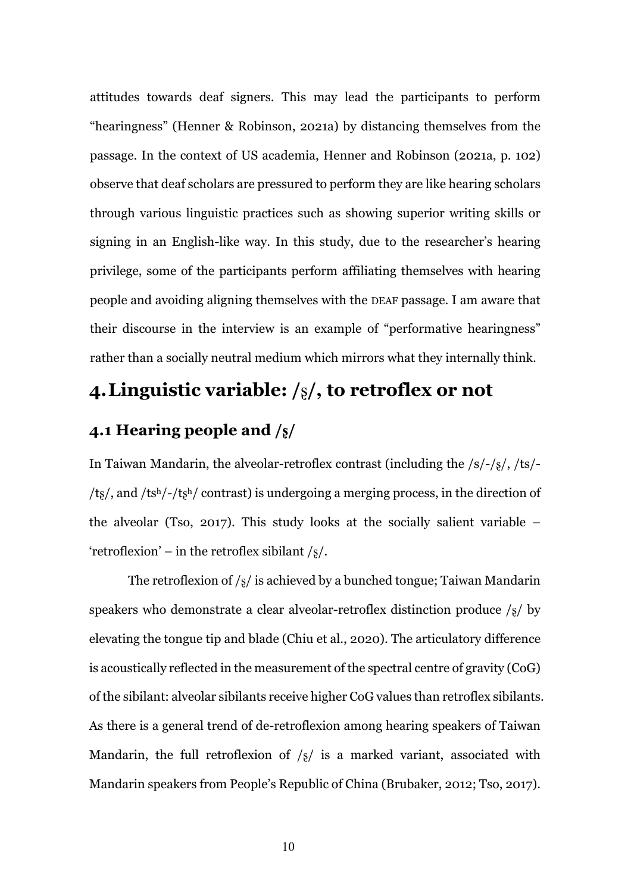attitudes towards deaf signers. This may lead the participants to perform "hearingness" (Henner & Robinson, 2021a) by distancing themselves from the passage. In the context of US academia, Henner and Robinson (2021a, p. 102) observe that deaf scholars are pressured to perform they are like hearing scholars through various linguistic practices such as showing superior writing skills or signing in an English-like way. In this study, due to the researcher's hearing privilege, some of the participants perform affiliating themselves with hearing people and avoiding aligning themselves with the DEAF passage. I am aware that their discourse in the interview is an example of "performative hearingness" rather than a socially neutral medium which mirrors what they internally think.

# 4. Linguistic variable: /ʂ/, to retroflex or not

## 4.1 Hearing people and /ʂ/

In Taiwan Mandarin, the alveolar-retroflex contrast (including the /s/-/ʂ/, /ts/-/tʂ/, and /tsʰ/-/tʂʰ/ contrast) is undergoing a merging process, in the direction of the alveolar (Tso, 2017). This study looks at the socially salient variable – 'retroflexion' – in the retroflex sibilant /ʂ/.

The retroflexion of /ʂ/ is achieved by a bunched tongue; Taiwan Mandarin speakers who demonstrate a clear alveolar-retroflex distinction produce /ʂ/ by elevating the tongue tip and blade (Chiu et al., 2020). The articulatory difference is acoustically reflected in the measurement of the spectral centre of gravity (CoG) of the sibilant: alveolar sibilants receive higher CoG values than retroflex sibilants. As there is a general trend of de-retroflexion among hearing speakers of Taiwan Mandarin, the full retroflexion of /ʂ/ is a marked variant, associated with Mandarin speakers from People's Republic of China (Brubaker, 2012; Tso, 2017).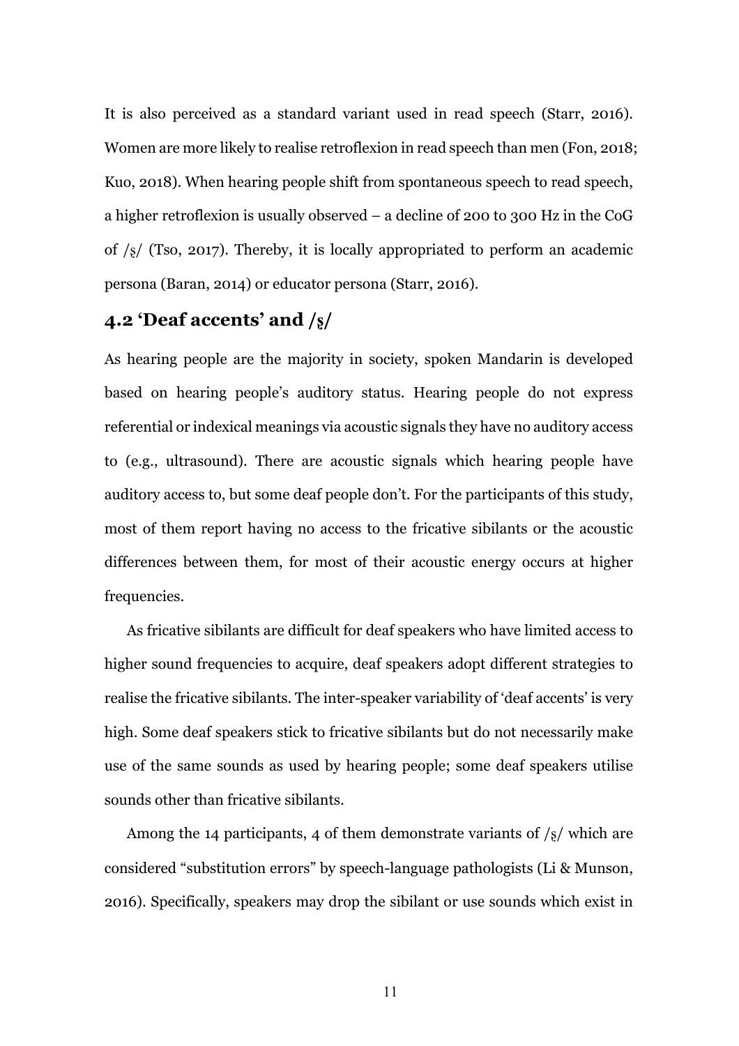It is also perceived as a standard variant used in read speech (Starr, 2016). Women are more likely to realise retroflexion in read speech than men (Fon, 2018; Kuo, 2018). When hearing people shift from spontaneous speech to read speech, a higher retroflexion is usually observed – a decline of 200 to 300 Hz in the CoG of /ʂ/ (Tso, 2017). Thereby, it is locally appropriated to perform an academic persona (Baran, 2014) or educator persona (Starr, 2016).

## 4.2 'Deaf accents' and /ʂ/

As hearing people are the majority in society, spoken Mandarin is developed based on hearing people's auditory status. Hearing people do not express referential or indexical meanings via acoustic signals they have no auditory access to (e.g., ultrasound). There are acoustic signals which hearing people have auditory access to, but some deaf people don't. For the participants of this study, most of them report having no access to the fricative sibilants or the acoustic differences between them, for most of their acoustic energy occurs at higher frequencies.

As fricative sibilants are difficult for deaf speakers who have limited access to higher sound frequencies to acquire, deaf speakers adopt different strategies to realise the fricative sibilants. The inter-speaker variability of 'deaf accents' is very high. Some deaf speakers stick to fricative sibilants but do not necessarily make use of the same sounds as used by hearing people; some deaf speakers utilise sounds other than fricative sibilants.

Among the 14 participants, 4 of them demonstrate variants of /ʂ/ which are considered "substitution errors" by speech-language pathologists (Li & Munson, 2016). Specifically, speakers may drop the sibilant or use sounds which exist in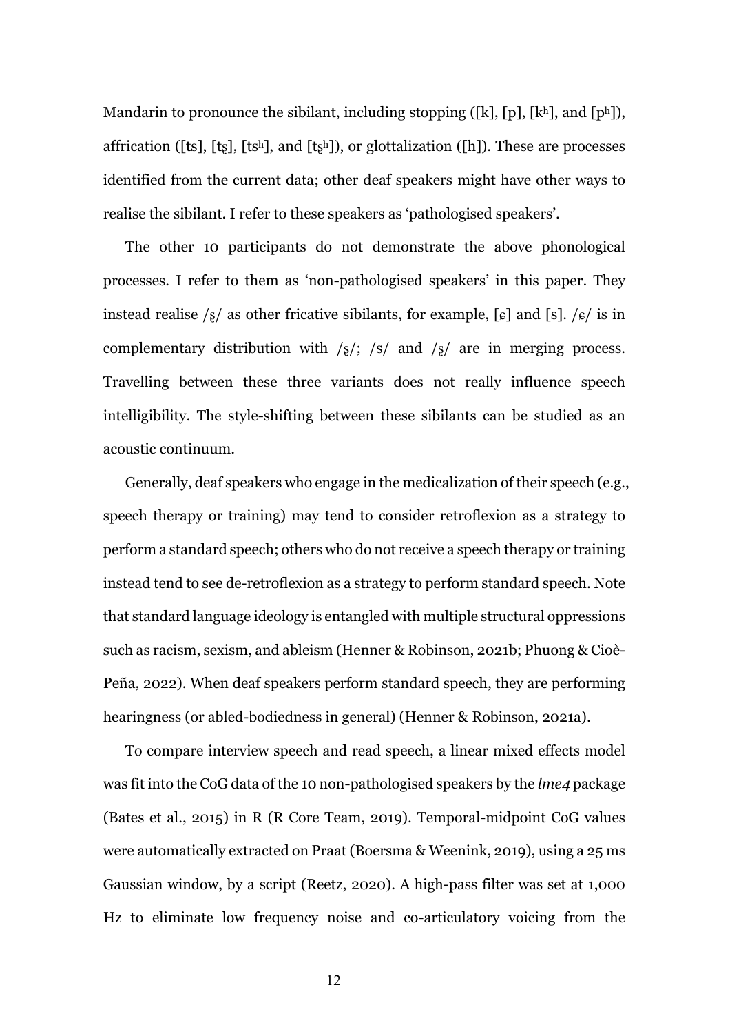Mandarin to pronounce the sibilant, including stopping ([k], [p], [kʰ], and [pʰ]), affrication ([ts], [tʂ], [tsʰ], and [tʂʰ]), or glottalization ([h]). These are processes identified from the current data; other deaf speakers might have other ways to realise the sibilant. I refer to these speakers as 'pathologised speakers'.

The other 10 participants do not demonstrate the above phonological processes. I refer to them as 'non-pathologised speakers' in this paper. They instead realise /ʂ/ as other fricative sibilants, for example, [ɕ] and [s]. /ɕ/ is in complementary distribution with /ʂ/; /s/ and /ʂ/ are in merging process. Travelling between these three variants does not really influence speech intelligibility. The style-shifting between these sibilants can be studied as an acoustic continuum.

Generally, deaf speakers who engage in the medicalization of their speech (e.g., speech therapy or training) may tend to consider retroflexion as a strategy to perform a standard speech; others who do not receive a speech therapy or training instead tend to see de-retroflexion as a strategy to perform standard speech. Note that standard language ideology is entangled with multiple structural oppressions such as racism, sexism, and ableism (Henner & Robinson, 2021b; Phuong & Cioè-Peña, 2022). When deaf speakers perform standard speech, they are performing hearingness (or abled-bodiedness in general) (Henner & Robinson, 2021a).

To compare interview speech and read speech, a linear mixed effects model was fit into the CoG data of the 10 non-pathologised speakers by the *lme4* package (Bates et al., 2015) in R (R Core Team, 2019). Temporal-midpoint CoG values were automatically extracted on Praat (Boersma & Weenink, 2019), using a 25 ms Gaussian window, by a script (Reetz, 2020). A high-pass filter was set at 1,000 Hz to eliminate low frequency noise and co-articulatory voicing from the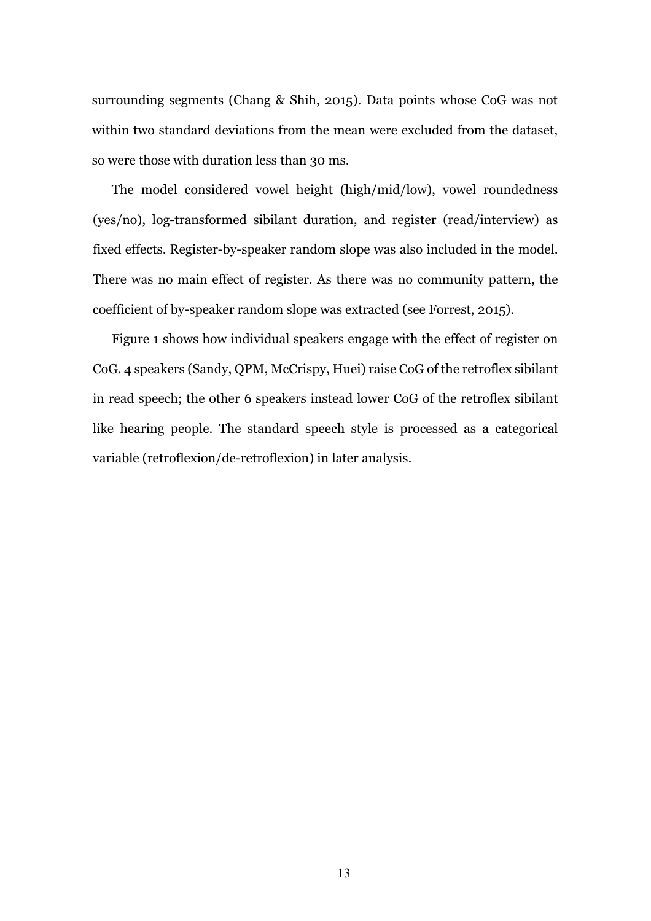surrounding segments (Chang & Shih, 2015). Data points whose CoG was not within two standard deviations from the mean were excluded from the dataset, so were those with duration less than 30 ms.

The model considered vowel height (high/mid/low), vowel roundedness (yes/no), log-transformed sibilant duration, and register (read/interview) as fixed effects. Register-by-speaker random slope was also included in the model. There was no main effect of register. As there was no community pattern, the coefficient of by-speaker random slope was extracted (see Forrest, 2015).

Figure 1 shows how individual speakers engage with the effect of register on CoG. 4 speakers (Sandy, QPM, McCrispy, Huei) raise CoG of the retroflex sibilant in read speech; the other 6 speakers instead lower CoG of the retroflex sibilant like hearing people. The standard speech style is processed as a categorical variable (retroflexion/de-retroflexion) in later analysis.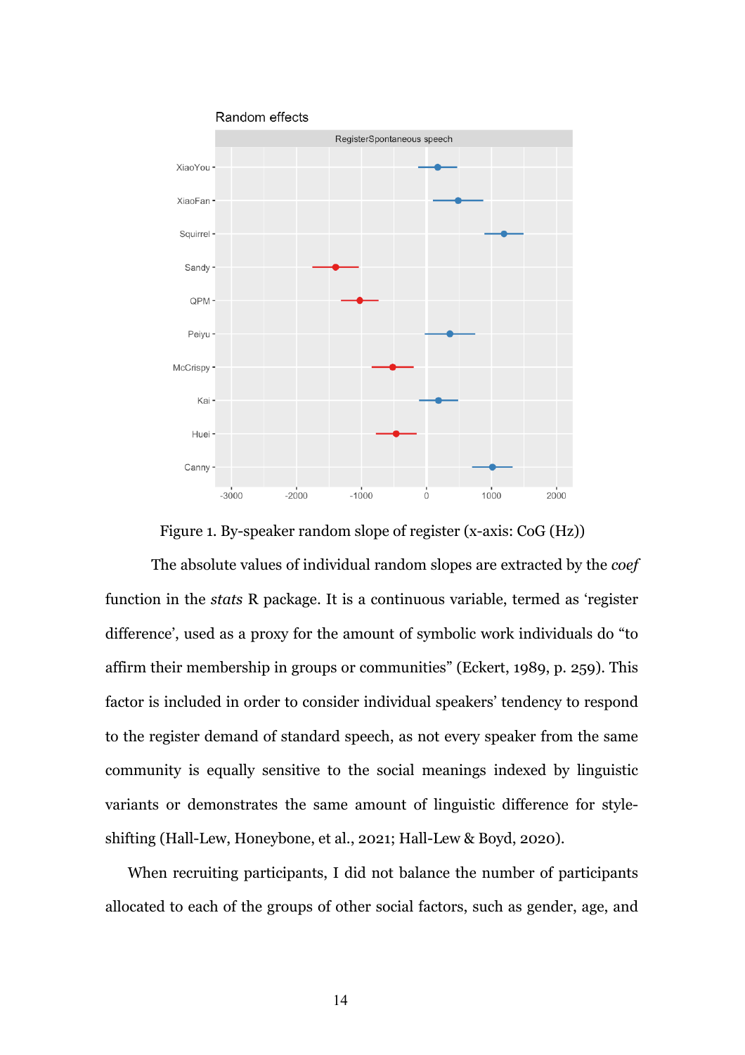Figure 1. By-speaker random slope of register (x-axis: CoG (Hz))

The absolute values of individual random slopes are extracted by the *coef* function in the *stats* R package. It is a continuous variable, termed as 'register difference', used as a proxy for the amount of symbolic work individuals do "to affirm their membership in groups or communities" (Eckert, 1989, p. 259). This factor is included in order to consider individual speakers' tendency to respond to the register demand of standard speech, as not every speaker from the same community is equally sensitive to the social meanings indexed by linguistic variants or demonstrates the same amount of linguistic difference for style-shifting (Hall-Lew, Honeybone, et al., 2021; Hall-Lew & Boyd, 2020).

When recruiting participants, I did not balance the number of participants allocated to each of the groups of other social factors, such as gender, age, and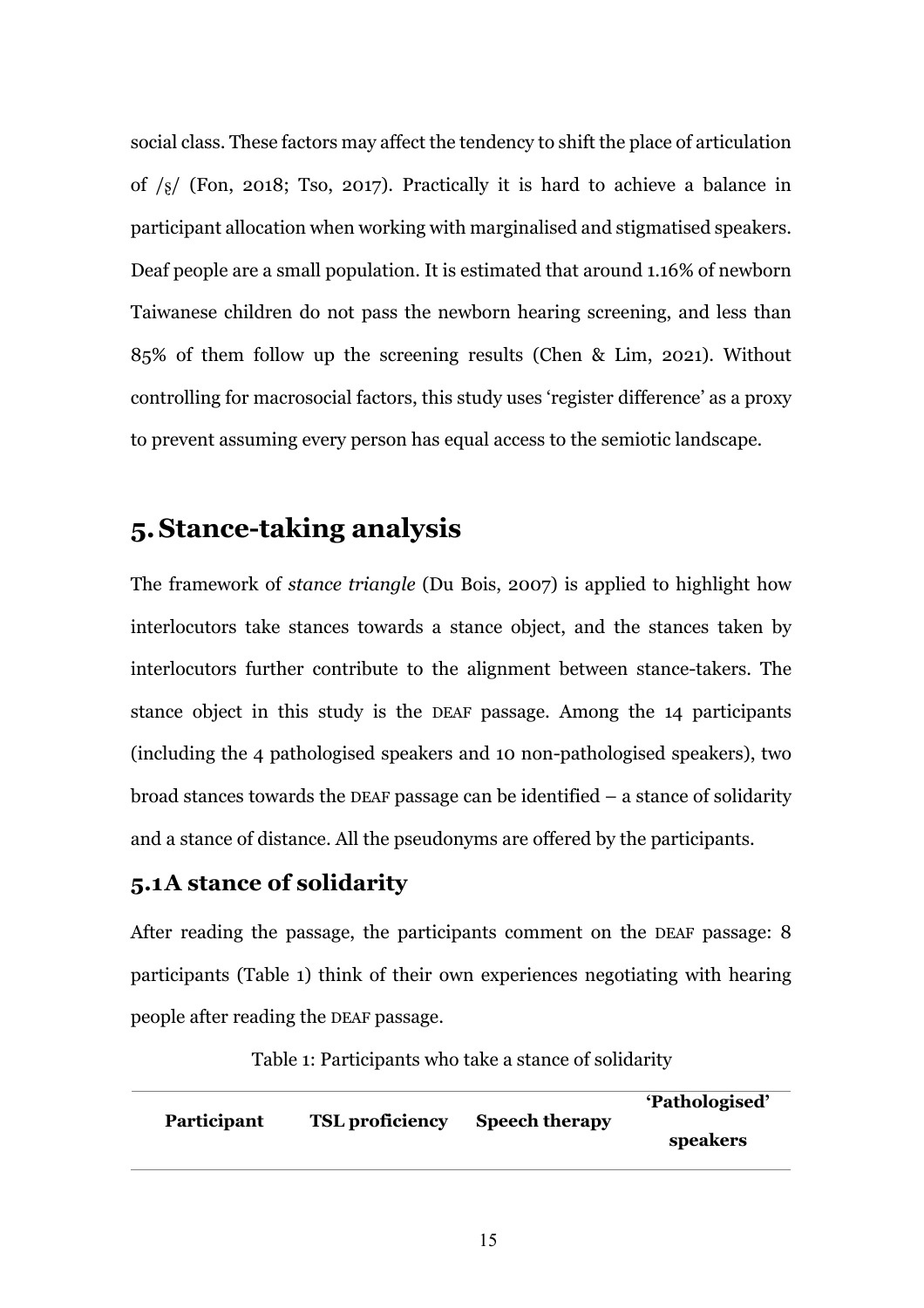social class. These factors may affect the tendency to shift the place of articulation of /ʂ/ (Fon, 2018; Tso, 2017). Practically it is hard to achieve a balance in participant allocation when working with marginalised and stigmatised speakers. Deaf people are a small population. It is estimated that around 1.16% of newborn Taiwanese children do not pass the newborn hearing screening, and less than 85% of them follow up the screening results (Chen & Lim, 2021). Without controlling for macrosocial factors, this study uses 'register difference' as a proxy to prevent assuming every person has equal access to the semiotic landscape.

# 5. Stance-taking analysis

The framework of *stance triangle* (Du Bois, 2007) is applied to highlight how interlocutors take stances towards a stance object, and the stances taken by interlocutors further contribute to the alignment between stance-takers. The stance object in this study is the DEAF passage. Among the 14 participants (including the 4 pathologised speakers and 10 non-pathologised speakers), two broad stances towards the DEAF passage can be identified – a stance of solidarity and a stance of distance. All the pseudonyms are offered by the participants.

## 5.1 A stance of solidarity

After reading the passage, the participants comment on the DEAF passage: 8 participants (Table 1) think of their own experiences negotiating with hearing people after reading the DEAF passage.

Table 1: Participants who take a stance of solidarity

| Participant | TSL proficiency | Speech therapy | 'Pathologised' speakers |
|---|---|---|---|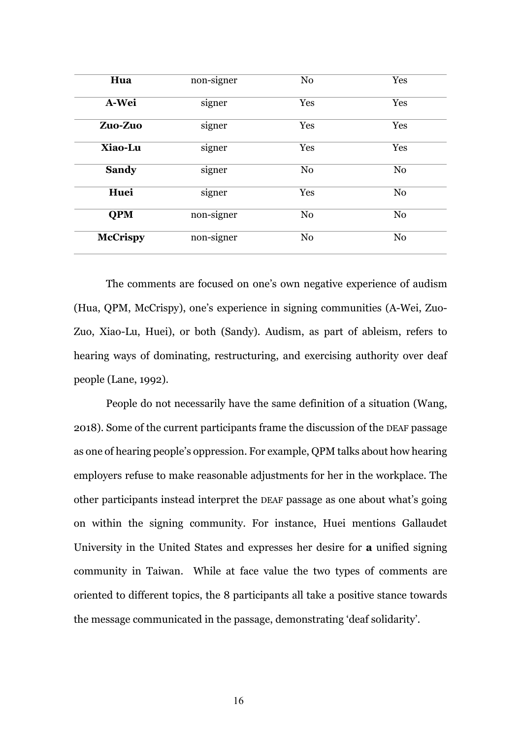| | | | |
|---|---|---|---|
| **Hua** | non-signer | No | Yes |
| **A-Wei** | signer | Yes | Yes |
| **Zuo-Zuo** | signer | Yes | Yes |
| **Xiao-Lu** | signer | Yes | Yes |
| **Sandy** | signer | No | No |
| **Huei** | signer | Yes | No |
| **QPM** | non-signer | No | No |
| **McCrispy** | non-signer | No | No |

The comments are focused on one's own negative experience of audism (Hua, QPM, McCrispy), one's experience in signing communities (A-Wei, Zuo-Zuo, Xiao-Lu, Huei), or both (Sandy). Audism, as part of ableism, refers to hearing ways of dominating, restructuring, and exercising authority over deaf people (Lane, 1992).

People do not necessarily have the same definition of a situation (Wang, 2018). Some of the current participants frame the discussion of the DEAF passage as one of hearing people's oppression. For example, QPM talks about how hearing employers refuse to make reasonable adjustments for her in the workplace. The other participants instead interpret the DEAF passage as one about what's going on within the signing community. For instance, Huei mentions Gallaudet University in the United States and expresses her desire for **a** unified signing community in Taiwan. While at face value the two types of comments are oriented to different topics, the 8 participants all take a positive stance towards the message communicated in the passage, demonstrating 'deaf solidarity'.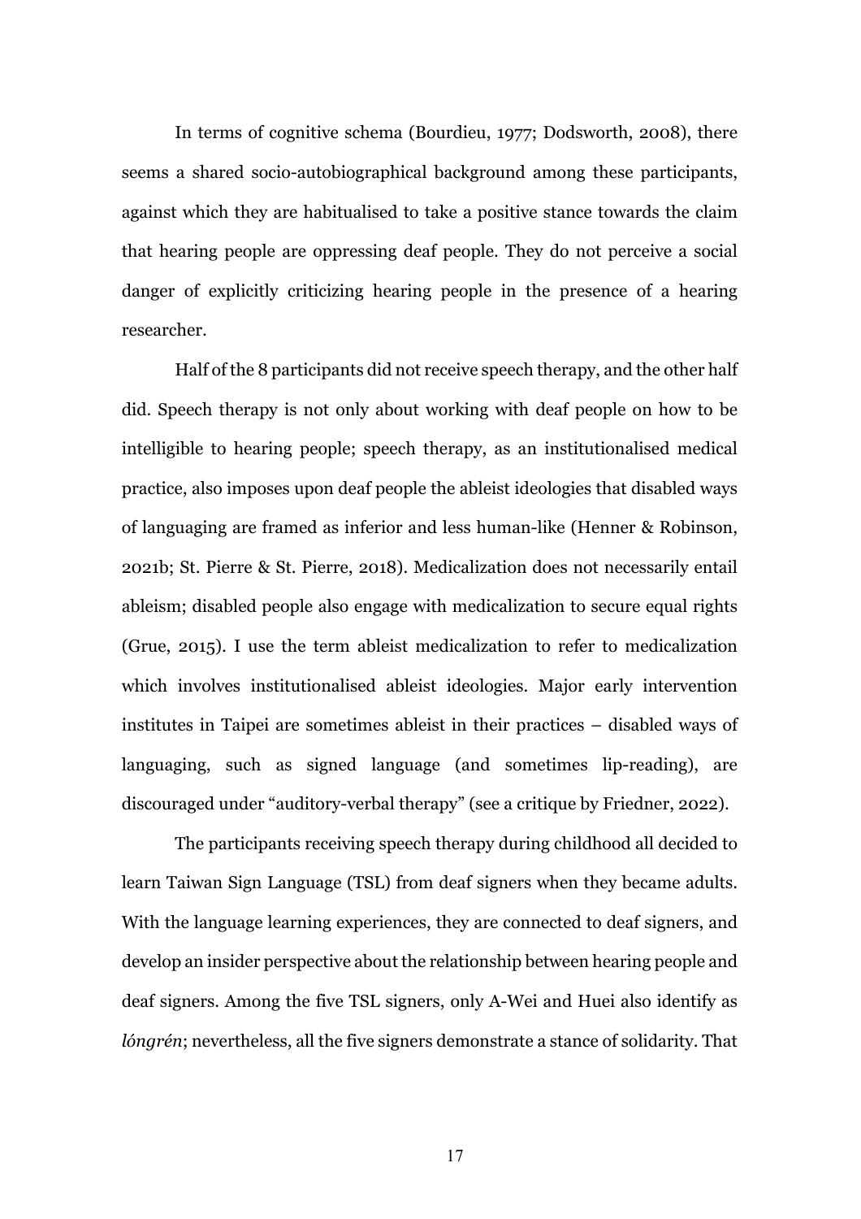In terms of cognitive schema (Bourdieu, 1977; Dodsworth, 2008), there seems a shared socio-autobiographical background among these participants, against which they are habitualised to take a positive stance towards the claim that hearing people are oppressing deaf people. They do not perceive a social danger of explicitly criticizing hearing people in the presence of a hearing researcher.

Half of the 8 participants did not receive speech therapy, and the other half did. Speech therapy is not only about working with deaf people on how to be intelligible to hearing people; speech therapy, as an institutionalised medical practice, also imposes upon deaf people the ableist ideologies that disabled ways of languaging are framed as inferior and less human-like (Henner & Robinson, 2021b; St. Pierre & St. Pierre, 2018). Medicalization does not necessarily entail ableism; disabled people also engage with medicalization to secure equal rights (Grue, 2015). I use the term ableist medicalization to refer to medicalization which involves institutionalised ableist ideologies. Major early intervention institutes in Taipei are sometimes ableist in their practices – disabled ways of languaging, such as signed language (and sometimes lip-reading), are discouraged under "auditory-verbal therapy" (see a critique by Friedner, 2022).

The participants receiving speech therapy during childhood all decided to learn Taiwan Sign Language (TSL) from deaf signers when they became adults. With the language learning experiences, they are connected to deaf signers, and develop an insider perspective about the relationship between hearing people and deaf signers. Among the five TSL signers, only A-Wei and Huei also identify as *lóngrén*; nevertheless, all the five signers demonstrate a stance of solidarity. That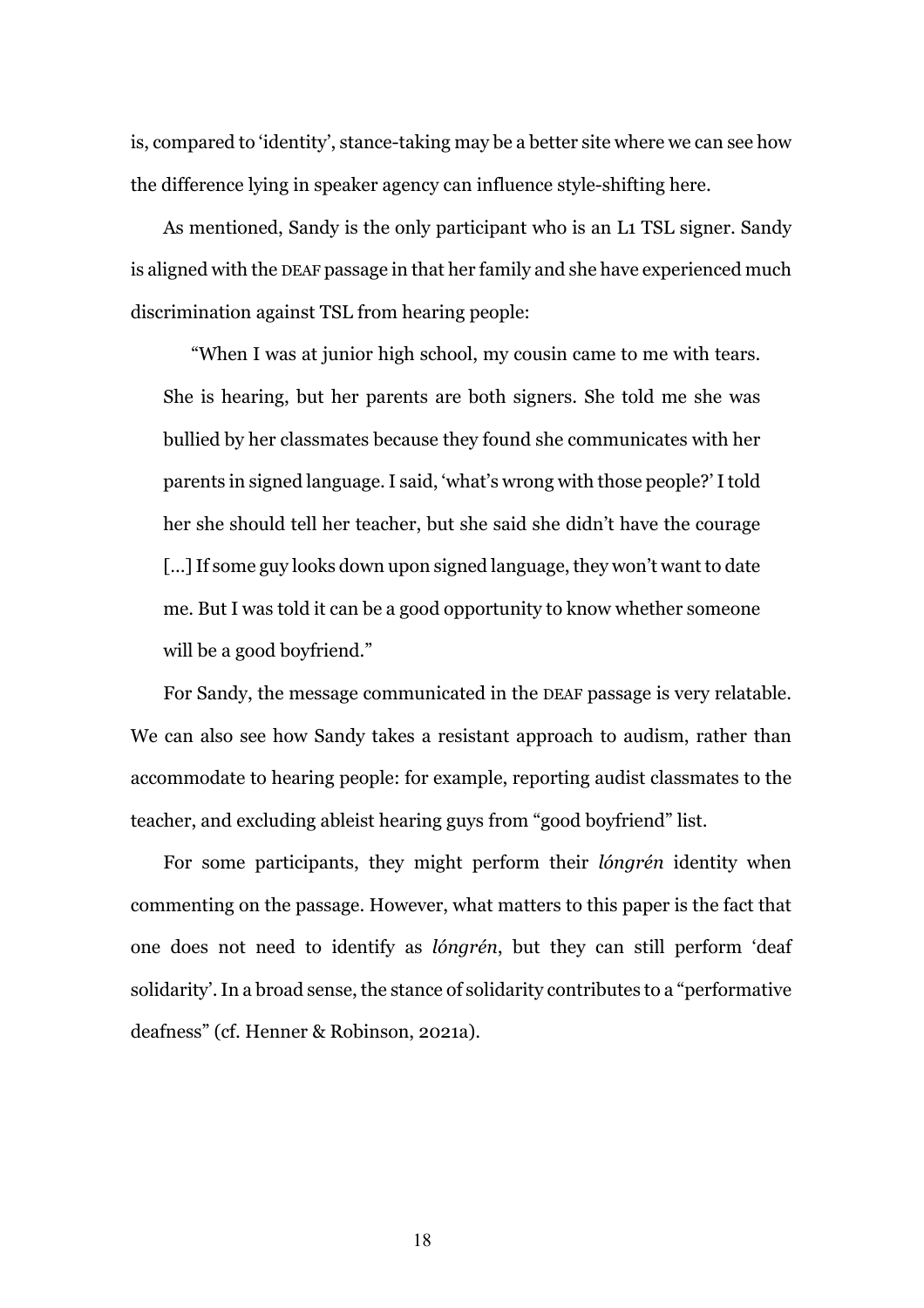is, compared to 'identity', stance-taking may be a better site where we can see how the difference lying in speaker agency can influence style-shifting here.

As mentioned, Sandy is the only participant who is an L1 TSL signer. Sandy is aligned with the DEAF passage in that her family and she have experienced much discrimination against TSL from hearing people:

> "When I was at junior high school, my cousin came to me with tears. She is hearing, but her parents are both signers. She told me she was bullied by her classmates because they found she communicates with her parents in signed language. I said, 'what's wrong with those people?' I told her she should tell her teacher, but she said she didn't have the courage [...] If some guy looks down upon signed language, they won't want to date me. But I was told it can be a good opportunity to know whether someone will be a good boyfriend."

For Sandy, the message communicated in the DEAF passage is very relatable. We can also see how Sandy takes a resistant approach to audism, rather than accommodate to hearing people: for example, reporting audist classmates to the teacher, and excluding ableist hearing guys from "good boyfriend" list.

For some participants, they might perform their *lóngrén* identity when commenting on the passage. However, what matters to this paper is the fact that one does not need to identify as *lóngrén*, but they can still perform 'deaf solidarity'. In a broad sense, the stance of solidarity contributes to a "performative deafness" (cf. Henner & Robinson, 2021a).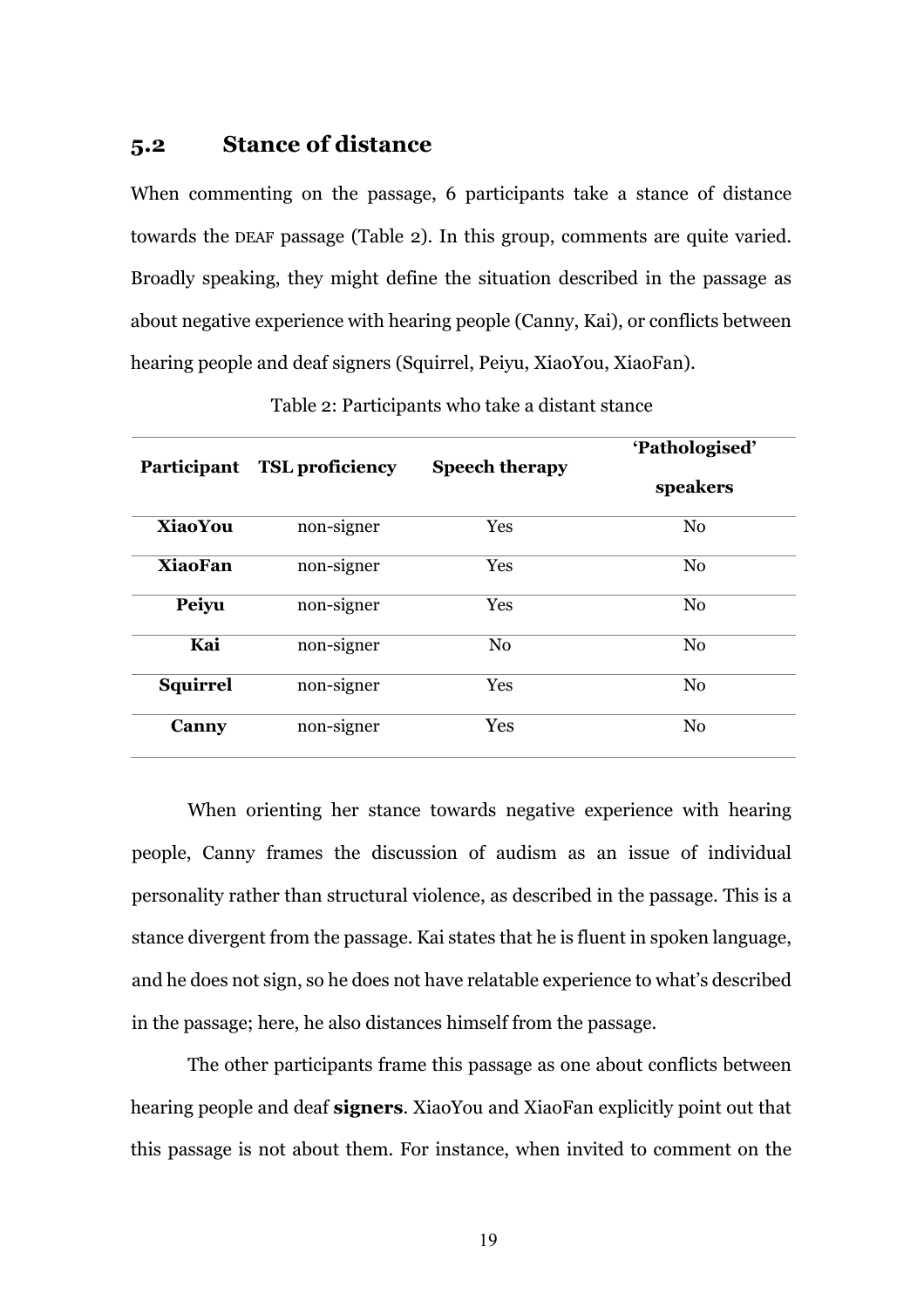## 5.2 Stance of distance

When commenting on the passage, 6 participants take a stance of distance towards the DEAF passage (Table 2). In this group, comments are quite varied. Broadly speaking, they might define the situation described in the passage as about negative experience with hearing people (Canny, Kai), or conflicts between hearing people and deaf signers (Squirrel, Peiyu, XiaoYou, XiaoFan).

Table 2: Participants who take a distant stance

| Participant | TSL proficiency | Speech therapy | 'Pathologised' speakers |
|---|---|---|---|
| **XiaoYou** | non-signer | Yes | No |
| **XiaoFan** | non-signer | Yes | No |
| **Peiyu** | non-signer | Yes | No |
| **Kai** | non-signer | No | No |
| **Squirrel** | non-signer | Yes | No |
| **Canny** | non-signer | Yes | No |

When orienting her stance towards negative experience with hearing people, Canny frames the discussion of audism as an issue of individual personality rather than structural violence, as described in the passage. This is a stance divergent from the passage. Kai states that he is fluent in spoken language, and he does not sign, so he does not have relatable experience to what's described in the passage; here, he also distances himself from the passage.

The other participants frame this passage as one about conflicts between hearing people and deaf **signers**. XiaoYou and XiaoFan explicitly point out that this passage is not about them. For instance, when invited to comment on the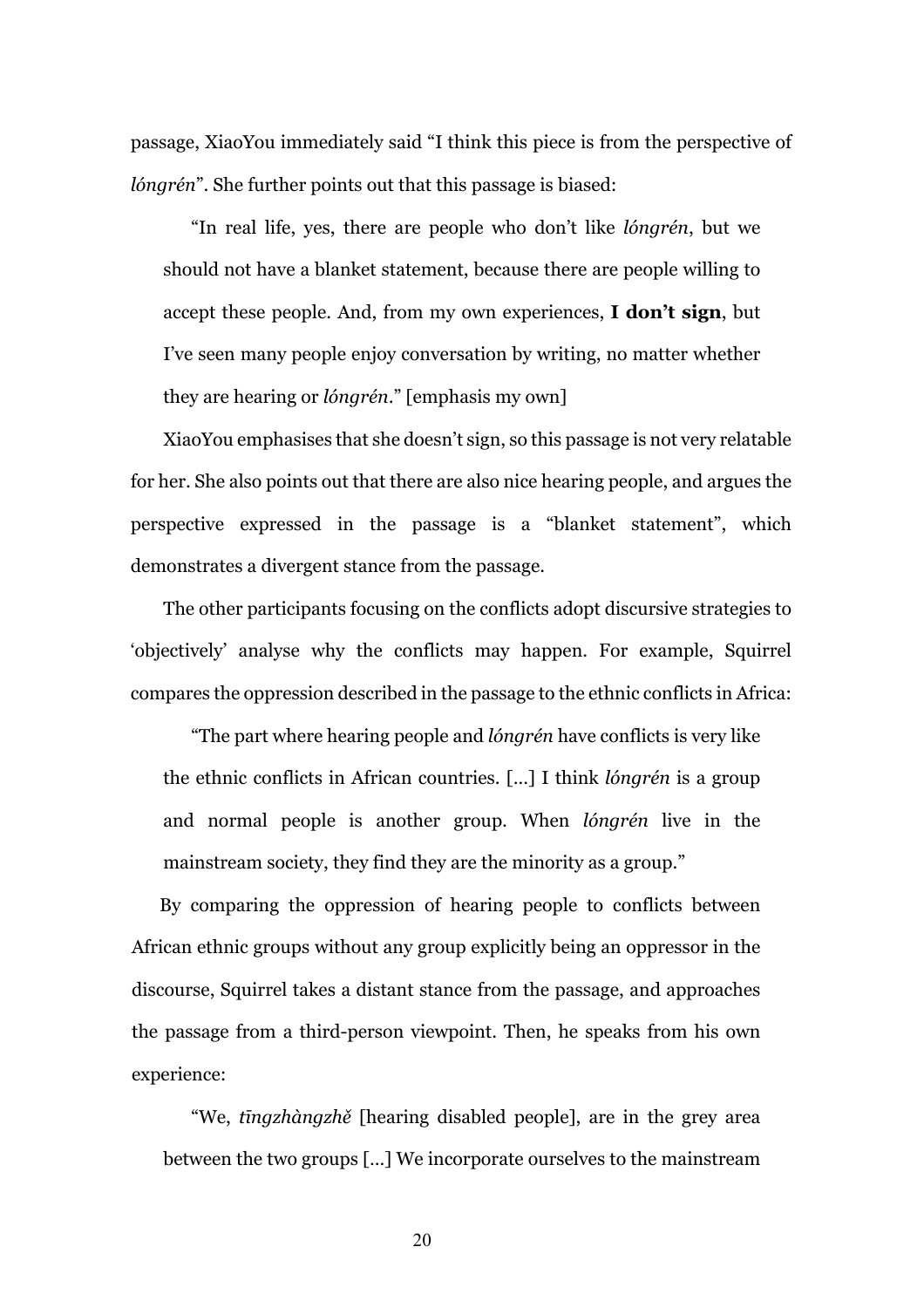passage, XiaoYou immediately said “I think this piece is from the perspective of *lóngrén*”. She further points out that this passage is biased:

> “In real life, yes, there are people who don’t like *lóngrén*, but we should not have a blanket statement, because there are people willing to accept these people. And, from my own experiences, **I don’t sign**, but I’ve seen many people enjoy conversation by writing, no matter whether they are hearing or *lóngrén*.” [emphasis my own]

XiaoYou emphasises that she doesn’t sign, so this passage is not very relatable for her. She also points out that there are also nice hearing people, and argues the perspective expressed in the passage is a “blanket statement”, which demonstrates a divergent stance from the passage.

The other participants focusing on the conflicts adopt discursive strategies to ‘objectively’ analyse why the conflicts may happen. For example, Squirrel compares the oppression described in the passage to the ethnic conflicts in Africa:

> “The part where hearing people and *lóngrén* have conflicts is very like the ethnic conflicts in African countries. [...] I think *lóngrén* is a group and normal people is another group. When *lóngrén* live in the mainstream society, they find they are the minority as a group.”

By comparing the oppression of hearing people to conflicts between African ethnic groups without any group explicitly being an oppressor in the discourse, Squirrel takes a distant stance from the passage, and approaches the passage from a third-person viewpoint. Then, he speaks from his own experience:

> “We, *tīngzhàngzhě* [hearing disabled people], are in the grey area between the two groups [...] We incorporate ourselves to the mainstream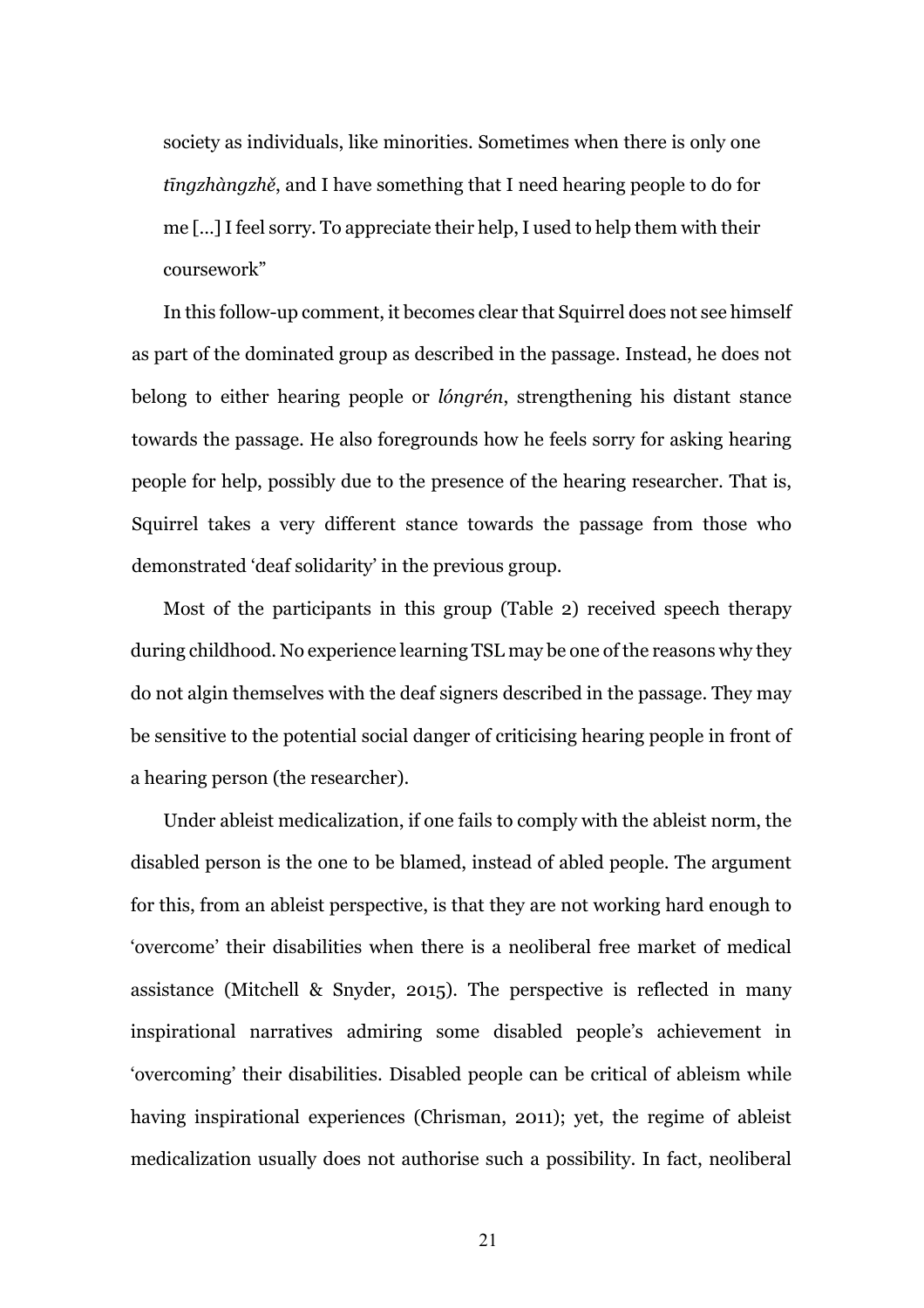society as individuals, like minorities. Sometimes when there is only one *tīngzhàngzhě*, and I have something that I need hearing people to do for me [...] I feel sorry. To appreciate their help, I used to help them with their coursework"

In this follow-up comment, it becomes clear that Squirrel does not see himself as part of the dominated group as described in the passage. Instead, he does not belong to either hearing people or *lóngrén*, strengthening his distant stance towards the passage. He also foregrounds how he feels sorry for asking hearing people for help, possibly due to the presence of the hearing researcher. That is, Squirrel takes a very different stance towards the passage from those who demonstrated 'deaf solidarity' in the previous group.

Most of the participants in this group (Table 2) received speech therapy during childhood. No experience learning TSL may be one of the reasons why they do not algin themselves with the deaf signers described in the passage. They may be sensitive to the potential social danger of criticising hearing people in front of a hearing person (the researcher).

Under ableist medicalization, if one fails to comply with the ableist norm, the disabled person is the one to be blamed, instead of abled people. The argument for this, from an ableist perspective, is that they are not working hard enough to 'overcome' their disabilities when there is a neoliberal free market of medical assistance (Mitchell & Snyder, 2015). The perspective is reflected in many inspirational narratives admiring some disabled people's achievement in 'overcoming' their disabilities. Disabled people can be critical of ableism while having inspirational experiences (Chrisman, 2011); yet, the regime of ableist medicalization usually does not authorise such a possibility. In fact, neoliberal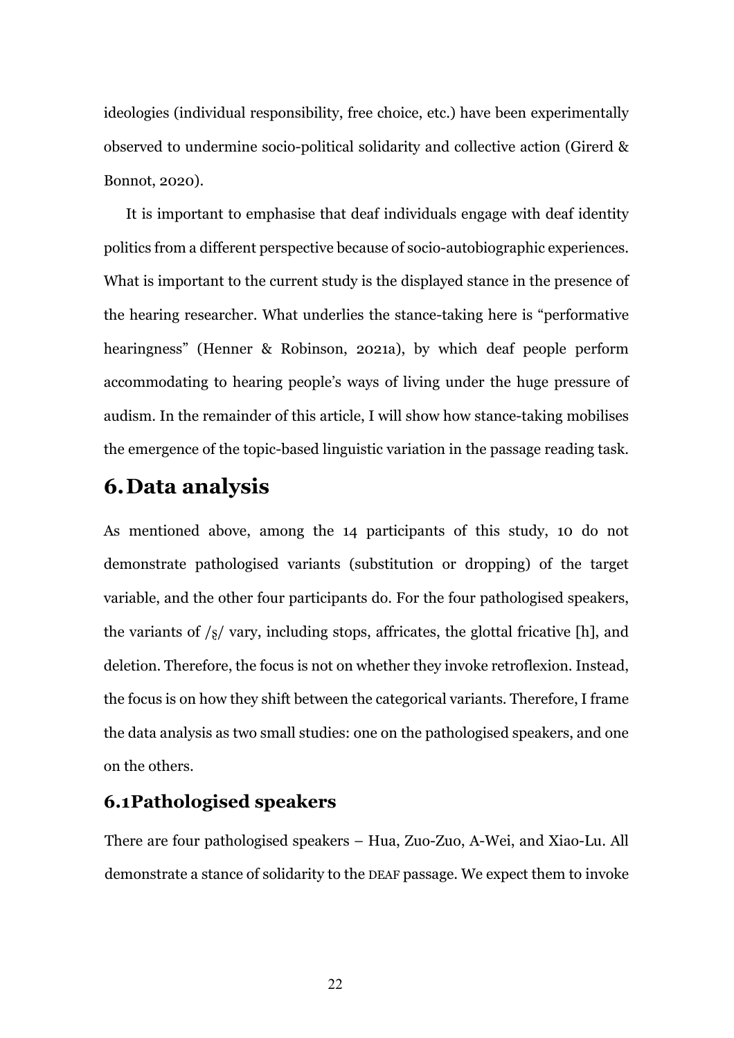ideologies (individual responsibility, free choice, etc.) have been experimentally observed to undermine socio-political solidarity and collective action (Girerd & Bonnot, 2020).

It is important to emphasise that deaf individuals engage with deaf identity politics from a different perspective because of socio-autobiographic experiences. What is important to the current study is the displayed stance in the presence of the hearing researcher. What underlies the stance-taking here is "performative hearingness" (Henner & Robinson, 2021a), by which deaf people perform accommodating to hearing people's ways of living under the huge pressure of audism. In the remainder of this article, I will show how stance-taking mobilises the emergence of the topic-based linguistic variation in the passage reading task.

# 6. Data analysis

As mentioned above, among the 14 participants of this study, 10 do not demonstrate pathologised variants (substitution or dropping) of the target variable, and the other four participants do. For the four pathologised speakers, the variants of /ʂ/ vary, including stops, affricates, the glottal fricative [h], and deletion. Therefore, the focus is not on whether they invoke retroflexion. Instead, the focus is on how they shift between the categorical variants. Therefore, I frame the data analysis as two small studies: one on the pathologised speakers, and one on the others.

## 6.1 Pathologised speakers

There are four pathologised speakers – Hua, Zuo-Zuo, A-Wei, and Xiao-Lu. All demonstrate a stance of solidarity to the DEAF passage. We expect them to invoke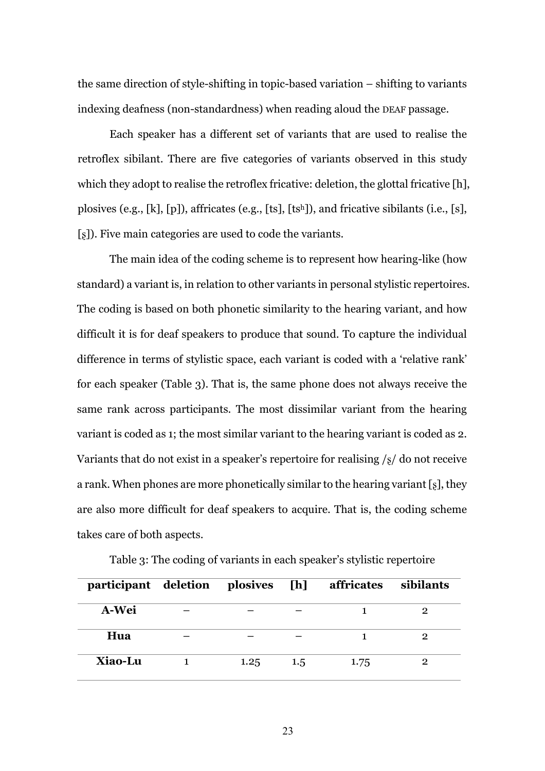the same direction of style-shifting in topic-based variation – shifting to variants indexing deafness (non-standardness) when reading aloud the DEAF passage.

Each speaker has a different set of variants that are used to realise the retroflex sibilant. There are five categories of variants observed in this study which they adopt to realise the retroflex fricative: deletion, the glottal fricative [h], plosives (e.g., [k], [p]), affricates (e.g., [ts], [tsʰ]), and fricative sibilants (i.e., [s], [ʂ]). Five main categories are used to code the variants.

The main idea of the coding scheme is to represent how hearing-like (how standard) a variant is, in relation to other variants in personal stylistic repertoires. The coding is based on both phonetic similarity to the hearing variant, and how difficult it is for deaf speakers to produce that sound. To capture the individual difference in terms of stylistic space, each variant is coded with a 'relative rank' for each speaker (Table 3). That is, the same phone does not always receive the same rank across participants. The most dissimilar variant from the hearing variant is coded as 1; the most similar variant to the hearing variant is coded as 2. Variants that do not exist in a speaker's repertoire for realising /ʂ/ do not receive a rank. When phones are more phonetically similar to the hearing variant [ʂ], they are also more difficult for deaf speakers to acquire. That is, the coding scheme takes care of both aspects.

Table 3: The coding of variants in each speaker's stylistic repertoire

| participant | deletion | plosives | [h] | affricates | sibilants |
|---|---|---|---|---|---|
| **A-Wei** | – | – | – | 1 | 2 |
| **Hua** | – | – | – | 1 | 2 |
| **Xiao-Lu** | 1 | 1.25 | 1.5 | 1.75 | 2 |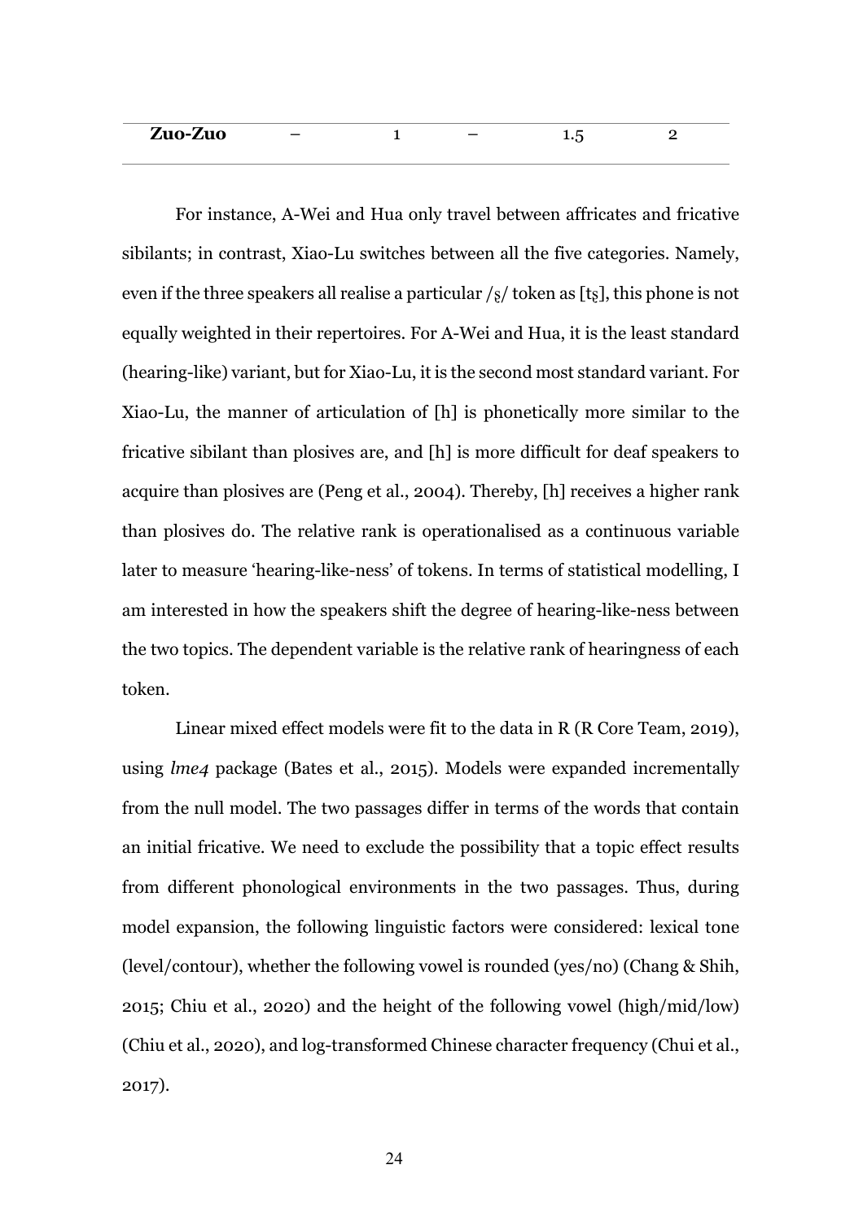| **Zuo-Zuo** | – | 1 | – | 1.5 | 2 |
|---|---|---|---|---|---|

For instance, A-Wei and Hua only travel between affricates and fricative sibilants; in contrast, Xiao-Lu switches between all the five categories. Namely, even if the three speakers all realise a particular /ʂ/ token as [tʂ], this phone is not equally weighted in their repertoires. For A-Wei and Hua, it is the least standard (hearing-like) variant, but for Xiao-Lu, it is the second most standard variant. For Xiao-Lu, the manner of articulation of [h] is phonetically more similar to the fricative sibilant than plosives are, and [h] is more difficult for deaf speakers to acquire than plosives are (Peng et al., 2004). Thereby, [h] receives a higher rank than plosives do. The relative rank is operationalised as a continuous variable later to measure 'hearing-like-ness' of tokens. In terms of statistical modelling, I am interested in how the speakers shift the degree of hearing-like-ness between the two topics. The dependent variable is the relative rank of hearingness of each token.

Linear mixed effect models were fit to the data in R (R Core Team, 2019), using *lme4* package (Bates et al., 2015). Models were expanded incrementally from the null model. The two passages differ in terms of the words that contain an initial fricative. We need to exclude the possibility that a topic effect results from different phonological environments in the two passages. Thus, during model expansion, the following linguistic factors were considered: lexical tone (level/contour), whether the following vowel is rounded (yes/no) (Chang & Shih, 2015; Chiu et al., 2020) and the height of the following vowel (high/mid/low) (Chiu et al., 2020), and log-transformed Chinese character frequency (Chui et al., 2017).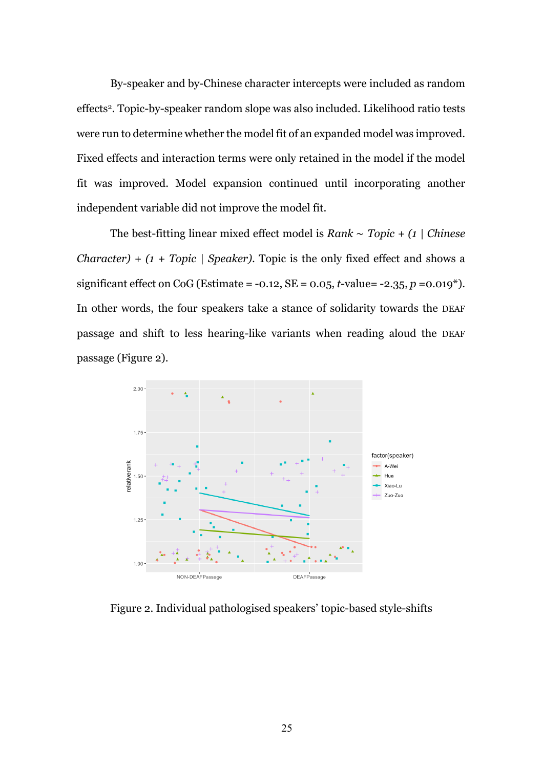By-speaker and by-Chinese character intercepts were included as random effects[2]. Topic-by-speaker random slope was also included. Likelihood ratio tests were run to determine whether the model fit of an expanded model was improved. Fixed effects and interaction terms were only retained in the model if the model fit was improved. Model expansion continued until incorporating another independent variable did not improve the model fit.

The best-fitting linear mixed effect model is *Rank ~ Topic + (1 | Chinese Character) + (1 + Topic | Speaker)*. Topic is the only fixed effect and shows a significant effect on CoG (Estimate = -0.12, SE = 0.05, $t$-value= -2.35, $p$ =0.019*). In other words, the four speakers take a stance of solidarity towards the DEAF passage and shift to less hearing-like variants when reading aloud the DEAF passage (Figure 2).

Figure 2. Individual pathologised speakers' topic-based style-shifts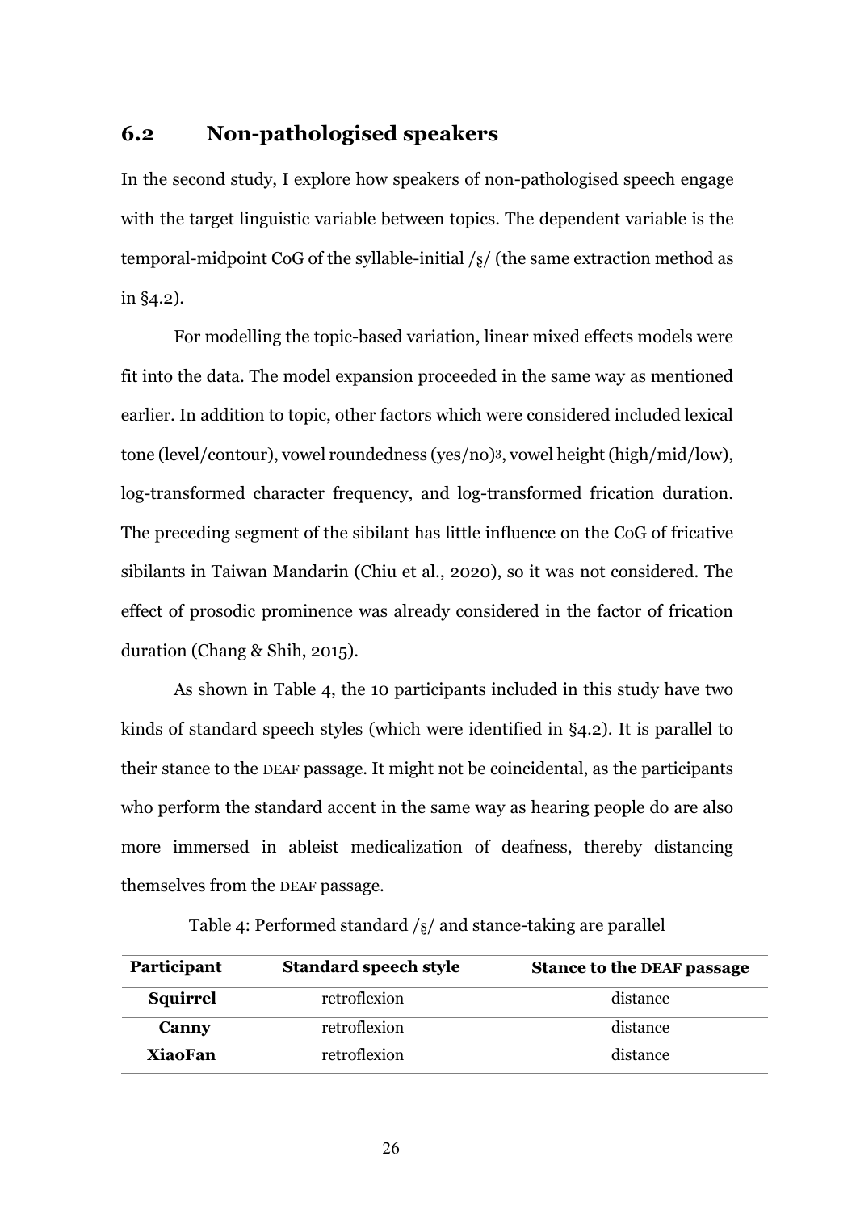## 6.2 Non-pathologised speakers

In the second study, I explore how speakers of non-pathologised speech engage with the target linguistic variable between topics. The dependent variable is the temporal-midpoint CoG of the syllable-initial /ʂ/ (the same extraction method as in §4.2).

For modelling the topic-based variation, linear mixed effects models were fit into the data. The model expansion proceeded in the same way as mentioned earlier. In addition to topic, other factors which were considered included lexical tone (level/contour), vowel roundedness (yes/no)[3], vowel height (high/mid/low), log-transformed character frequency, and log-transformed frication duration. The preceding segment of the sibilant has little influence on the CoG of fricative sibilants in Taiwan Mandarin (Chiu et al., 2020), so it was not considered. The effect of prosodic prominence was already considered in the factor of frication duration (Chang & Shih, 2015).

As shown in Table 4, the 10 participants included in this study have two kinds of standard speech styles (which were identified in §4.2). It is parallel to their stance to the DEAF passage. It might not be coincidental, as the participants who perform the standard accent in the same way as hearing people do are also more immersed in ableist medicalization of deafness, thereby distancing themselves from the DEAF passage.

Table 4: Performed standard /ʂ/ and stance-taking are parallel

| Participant | Standard speech style | Stance to the DEAF passage |
|---|---|---|
| **Squirrel** | retroflexion | distance |
| **Canny** | retroflexion | distance |
| **XiaoFan** | retroflexion | distance |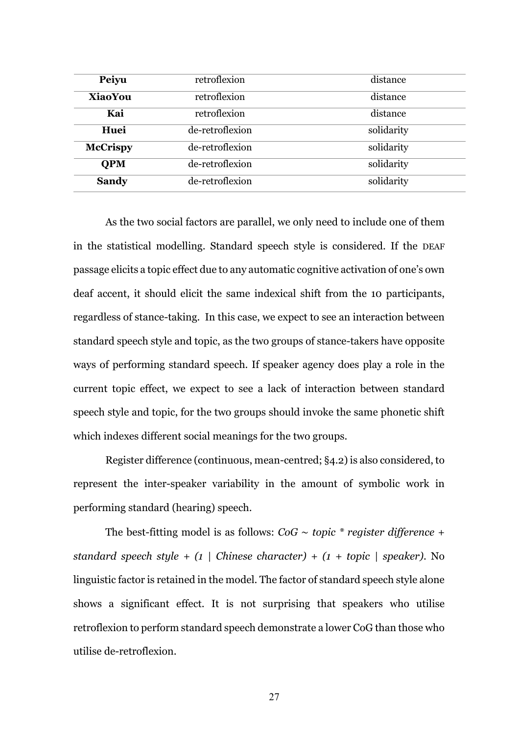| **Peiyu** | retroflexion | distance |
|---|---|---|
| **XiaoYou** | retroflexion | distance |
| **Kai** | retroflexion | distance |
| **Huei** | de-retroflexion | solidarity |
| **McCrispy** | de-retroflexion | solidarity |
| **QPM** | de-retroflexion | solidarity |
| **Sandy** | de-retroflexion | solidarity |

As the two social factors are parallel, we only need to include one of them in the statistical modelling. Standard speech style is considered. If the DEAF passage elicits a topic effect due to any automatic cognitive activation of one's own deaf accent, it should elicit the same indexical shift from the 10 participants, regardless of stance-taking. In this case, we expect to see an interaction between standard speech style and topic, as the two groups of stance-takers have opposite ways of performing standard speech. If speaker agency does play a role in the current topic effect, we expect to see a lack of interaction between standard speech style and topic, for the two groups should invoke the same phonetic shift which indexes different social meanings for the two groups.

Register difference (continuous, mean-centred; §4.2) is also considered, to represent the inter-speaker variability in the amount of symbolic work in performing standard (hearing) speech.

The best-fitting model is as follows: *CoG ~ topic * register difference + standard speech style + (1 | Chinese character) + (1 + topic | speaker)*. No linguistic factor is retained in the model. The factor of standard speech style alone shows a significant effect. It is not surprising that speakers who utilise retroflexion to perform standard speech demonstrate a lower CoG than those who utilise de-retroflexion.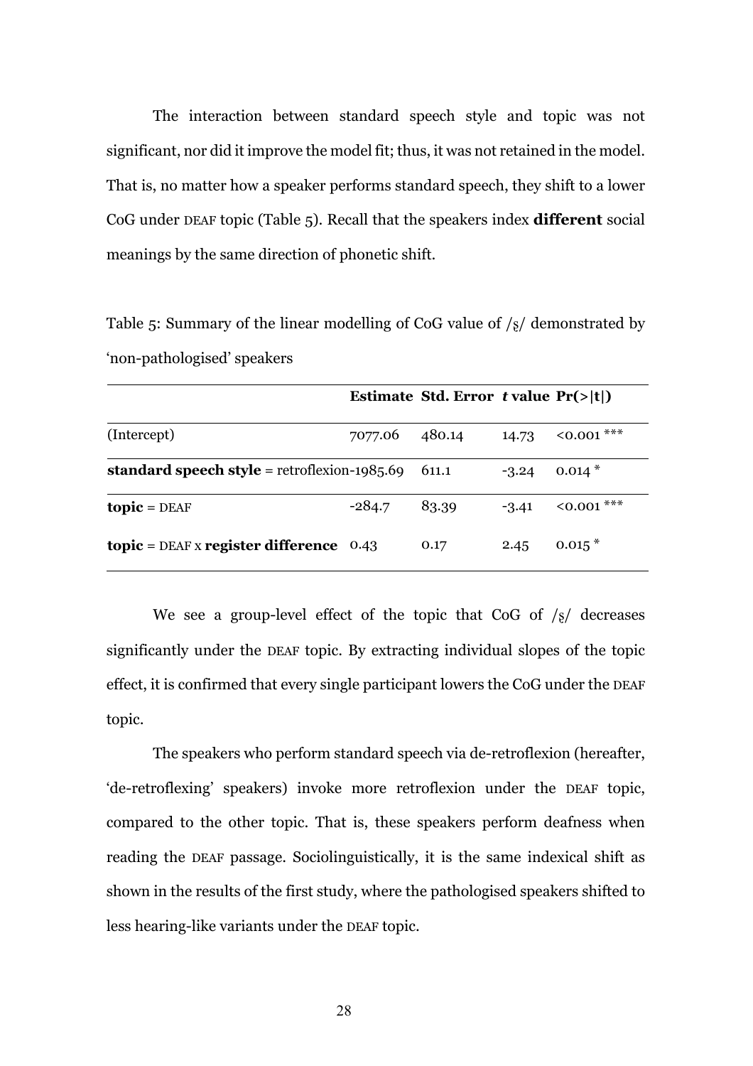The interaction between standard speech style and topic was not significant, nor did it improve the model fit; thus, it was not retained in the model. That is, no matter how a speaker performs standard speech, they shift to a lower CoG under DEAF topic (Table 5). Recall that the speakers index **different** social meanings by the same direction of phonetic shift.

Table 5: Summary of the linear modelling of CoG value of /ʂ/ demonstrated by 'non-pathologised' speakers

| | **Estimate** | **Std. Error** | ***t* value** | **Pr(>\|t\|)** |
|---|---|---|---|---|
| (Intercept) | 7077.06 | 480.14 | 14.73 | <0.001 *** |
| **standard speech style** = retroflexion | -1985.69 | 611.1 | -3.24 | 0.014 * |
| **topic** = DEAF | -284.7 | 83.39 | -3.41 | <0.001 *** |
| **topic** = DEAF x **register difference** | 0.43 | 0.17 | 2.45 | 0.015 * |

We see a group-level effect of the topic that CoG of /ʂ/ decreases significantly under the DEAF topic. By extracting individual slopes of the topic effect, it is confirmed that every single participant lowers the CoG under the DEAF topic.

The speakers who perform standard speech via de-retroflexion (hereafter, 'de-retroflexing' speakers) invoke more retroflexion under the DEAF topic, compared to the other topic. That is, these speakers perform deafness when reading the DEAF passage. Sociolinguistically, it is the same indexical shift as shown in the results of the first study, where the pathologised speakers shifted to less hearing-like variants under the DEAF topic.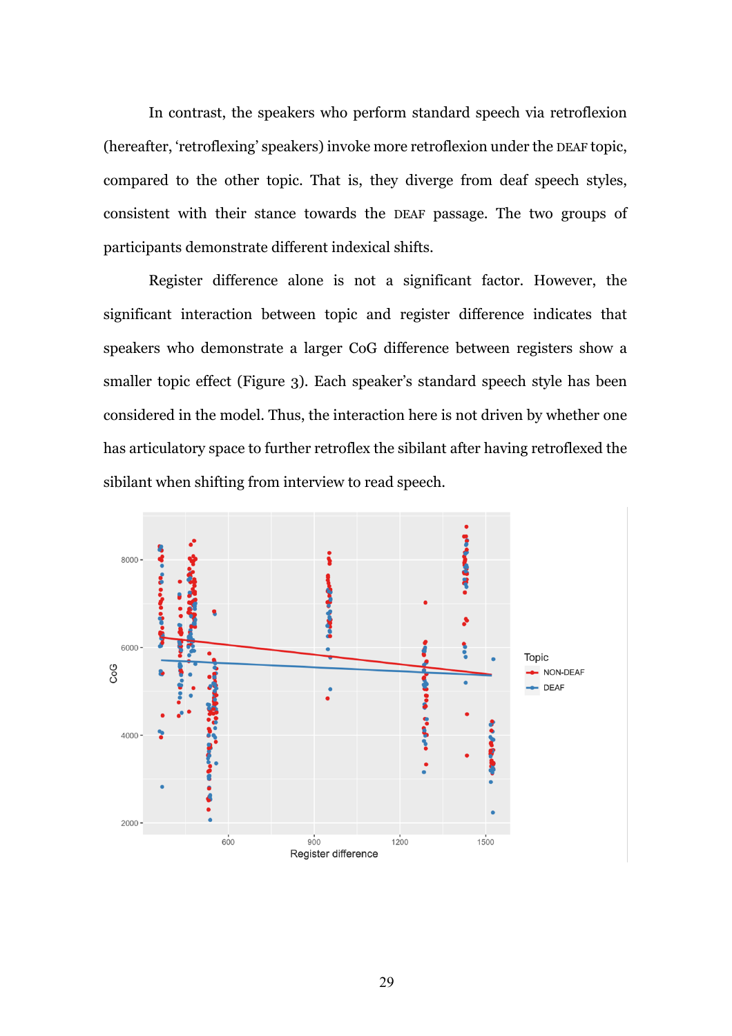In contrast, the speakers who perform standard speech via retroflexion (hereafter, 'retroflexing' speakers) invoke more retroflexion under the DEAF topic, compared to the other topic. That is, they diverge from deaf speech styles, consistent with their stance towards the DEAF passage. The two groups of participants demonstrate different indexical shifts.

Register difference alone is not a significant factor. However, the significant interaction between topic and register difference indicates that speakers who demonstrate a larger CoG difference between registers show a smaller topic effect (Figure 3). Each speaker's standard speech style has been considered in the model. Thus, the interaction here is not driven by whether one has articulatory space to further retroflex the sibilant after having retroflexed the sibilant when shifting from interview to read speech.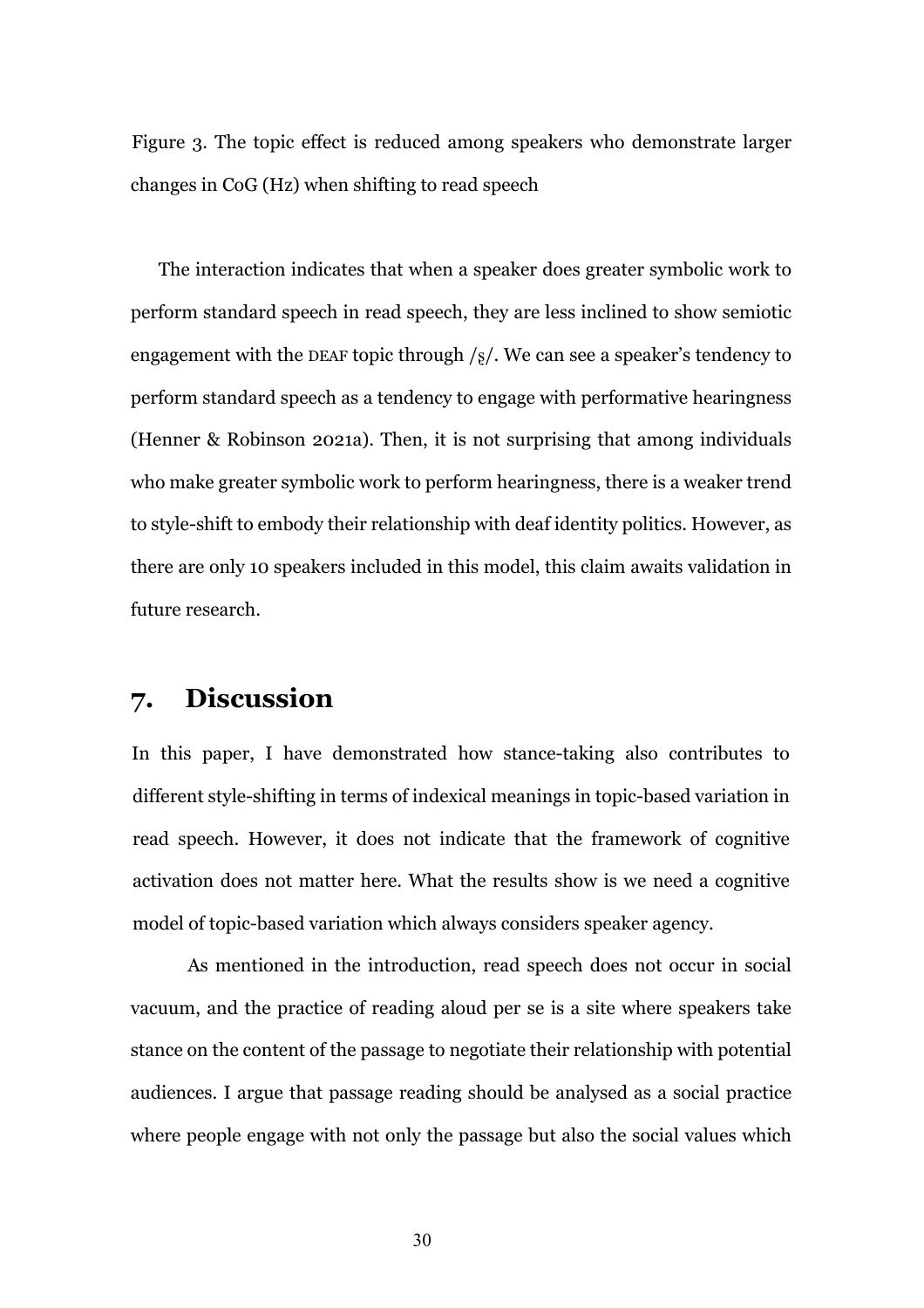Figure 3. The topic effect is reduced among speakers who demonstrate larger changes in CoG (Hz) when shifting to read speech

The interaction indicates that when a speaker does greater symbolic work to perform standard speech in read speech, they are less inclined to show semiotic engagement with the DEAF topic through /ʂ/. We can see a speaker's tendency to perform standard speech as a tendency to engage with performative hearingness (Henner & Robinson 2021a). Then, it is not surprising that among individuals who make greater symbolic work to perform hearingness, there is a weaker trend to style-shift to embody their relationship with deaf identity politics. However, as there are only 10 speakers included in this model, this claim awaits validation in future research.

## 7. Discussion

In this paper, I have demonstrated how stance-taking also contributes to different style-shifting in terms of indexical meanings in topic-based variation in read speech. However, it does not indicate that the framework of cognitive activation does not matter here. What the results show is we need a cognitive model of topic-based variation which always considers speaker agency.

As mentioned in the introduction, read speech does not occur in social vacuum, and the practice of reading aloud per se is a site where speakers take stance on the content of the passage to negotiate their relationship with potential audiences. I argue that passage reading should be analysed as a social practice where people engage with not only the passage but also the social values which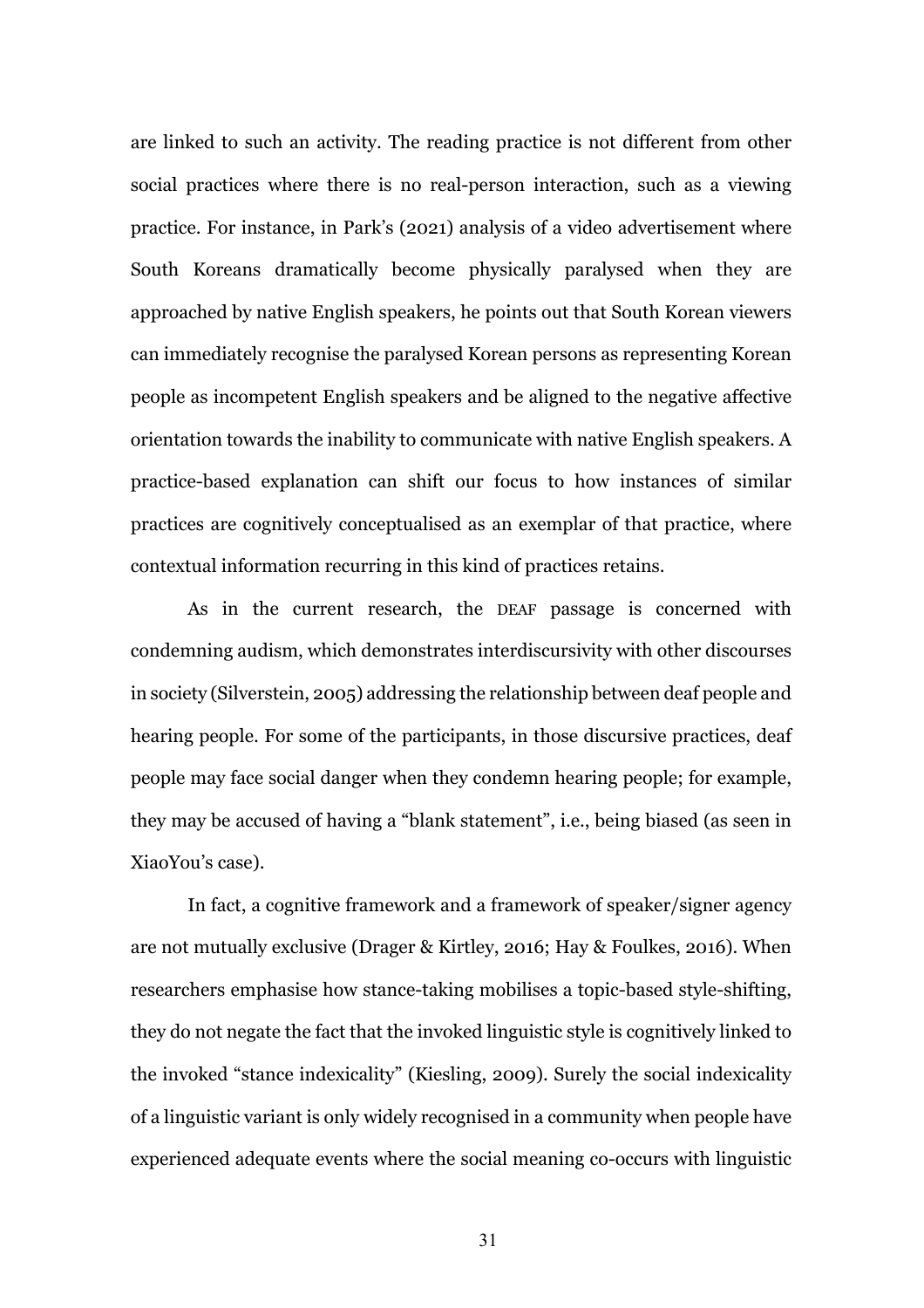are linked to such an activity. The reading practice is not different from other social practices where there is no real-person interaction, such as a viewing practice. For instance, in Park's (2021) analysis of a video advertisement where South Koreans dramatically become physically paralysed when they are approached by native English speakers, he points out that South Korean viewers can immediately recognise the paralysed Korean persons as representing Korean people as incompetent English speakers and be aligned to the negative affective orientation towards the inability to communicate with native English speakers. A practice-based explanation can shift our focus to how instances of similar practices are cognitively conceptualised as an exemplar of that practice, where contextual information recurring in this kind of practices retains.

As in the current research, the DEAF passage is concerned with condemning audism, which demonstrates interdiscursivity with other discourses in society (Silverstein, 2005) addressing the relationship between deaf people and hearing people. For some of the participants, in those discursive practices, deaf people may face social danger when they condemn hearing people; for example, they may be accused of having a "blank statement", i.e., being biased (as seen in XiaoYou's case).

In fact, a cognitive framework and a framework of speaker/signer agency are not mutually exclusive (Drager & Kirtley, 2016; Hay & Foulkes, 2016). When researchers emphasise how stance-taking mobilises a topic-based style-shifting, they do not negate the fact that the invoked linguistic style is cognitively linked to the invoked "stance indexicality" (Kiesling, 2009). Surely the social indexicality of a linguistic variant is only widely recognised in a community when people have experienced adequate events where the social meaning co-occurs with linguistic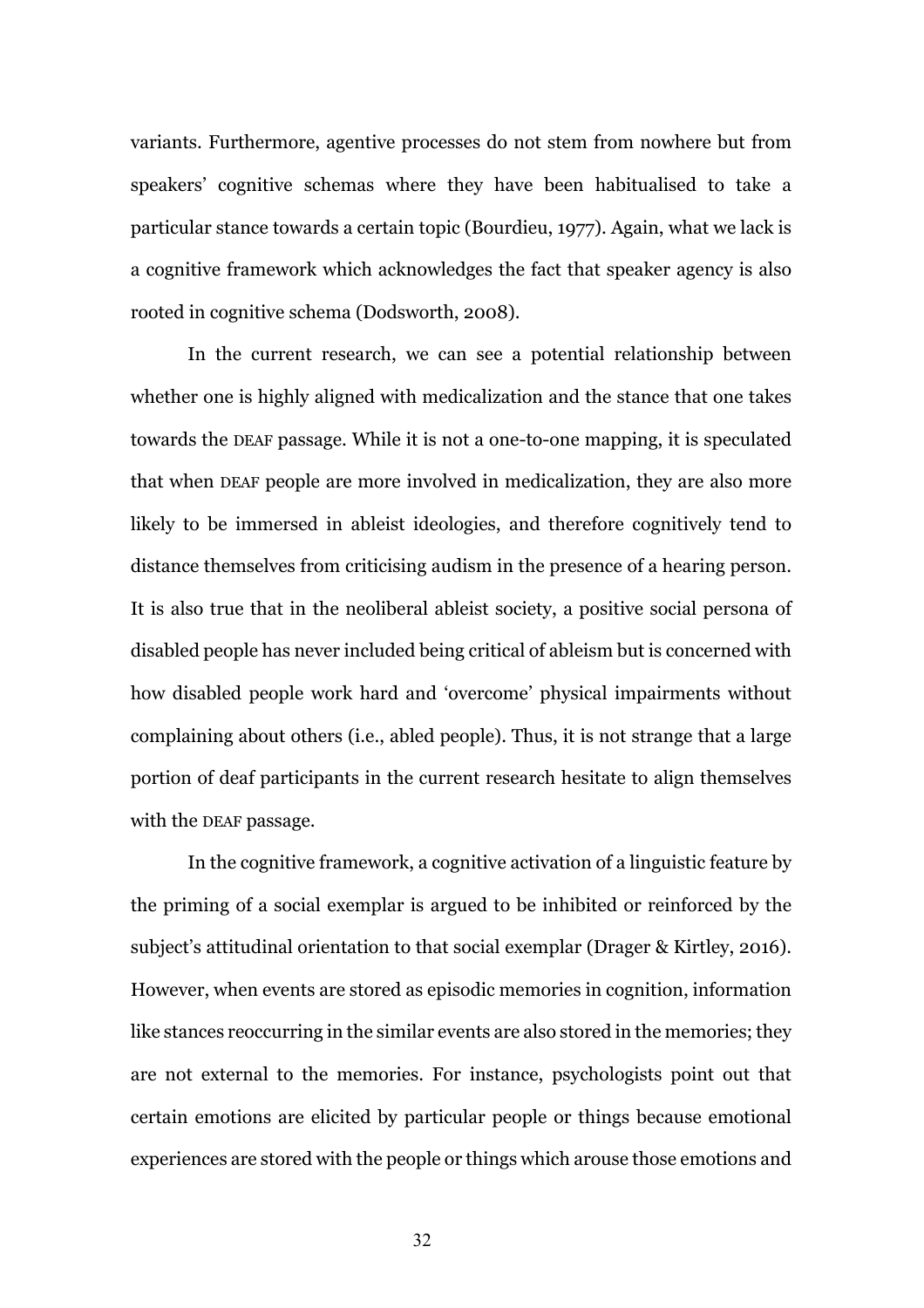variants. Furthermore, agentive processes do not stem from nowhere but from speakers' cognitive schemas where they have been habitualised to take a particular stance towards a certain topic (Bourdieu, 1977). Again, what we lack is a cognitive framework which acknowledges the fact that speaker agency is also rooted in cognitive schema (Dodsworth, 2008).

In the current research, we can see a potential relationship between whether one is highly aligned with medicalization and the stance that one takes towards the DEAF passage. While it is not a one-to-one mapping, it is speculated that when DEAF people are more involved in medicalization, they are also more likely to be immersed in ableist ideologies, and therefore cognitively tend to distance themselves from criticising audism in the presence of a hearing person. It is also true that in the neoliberal ableist society, a positive social persona of disabled people has never included being critical of ableism but is concerned with how disabled people work hard and 'overcome' physical impairments without complaining about others (i.e., abled people). Thus, it is not strange that a large portion of deaf participants in the current research hesitate to align themselves with the DEAF passage.

In the cognitive framework, a cognitive activation of a linguistic feature by the priming of a social exemplar is argued to be inhibited or reinforced by the subject's attitudinal orientation to that social exemplar (Drager & Kirtley, 2016). However, when events are stored as episodic memories in cognition, information like stances reoccurring in the similar events are also stored in the memories; they are not external to the memories. For instance, psychologists point out that certain emotions are elicited by particular people or things because emotional experiences are stored with the people or things which arouse those emotions and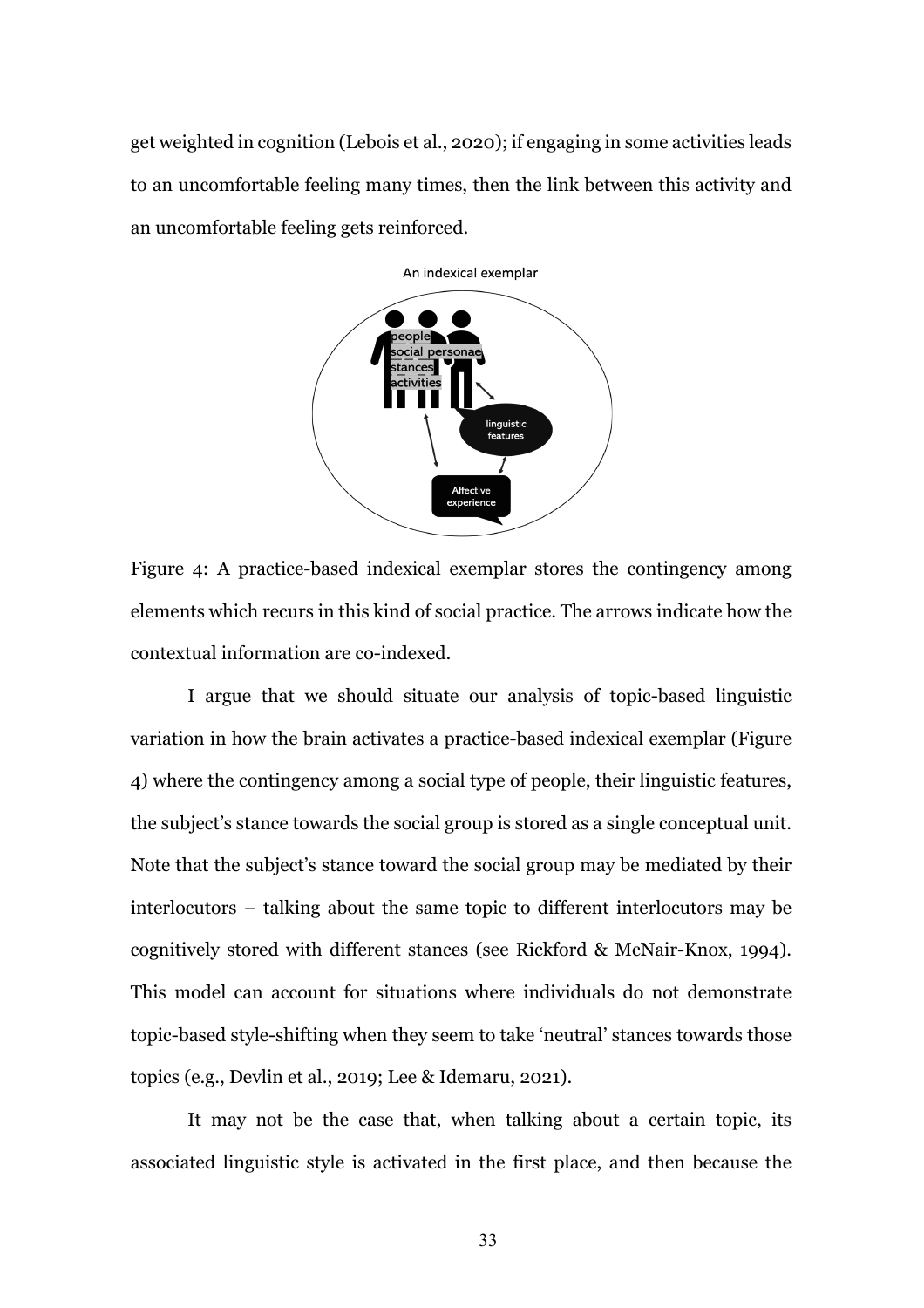get weighted in cognition (Lebois et al., 2020); if engaging in some activities leads to an uncomfortable feeling many times, then the link between this activity and an uncomfortable feeling gets reinforced.

Figure 4: A practice-based indexical exemplar stores the contingency among elements which recurs in this kind of social practice. The arrows indicate how the contextual information are co-indexed.

I argue that we should situate our analysis of topic-based linguistic variation in how the brain activates a practice-based indexical exemplar (Figure 4) where the contingency among a social type of people, their linguistic features, the subject's stance towards the social group is stored as a single conceptual unit. Note that the subject's stance toward the social group may be mediated by their interlocutors – talking about the same topic to different interlocutors may be cognitively stored with different stances (see Rickford & McNair-Knox, 1994). This model can account for situations where individuals do not demonstrate topic-based style-shifting when they seem to take 'neutral' stances towards those topics (e.g., Devlin et al., 2019; Lee & Idemaru, 2021).

It may not be the case that, when talking about a certain topic, its associated linguistic style is activated in the first place, and then because the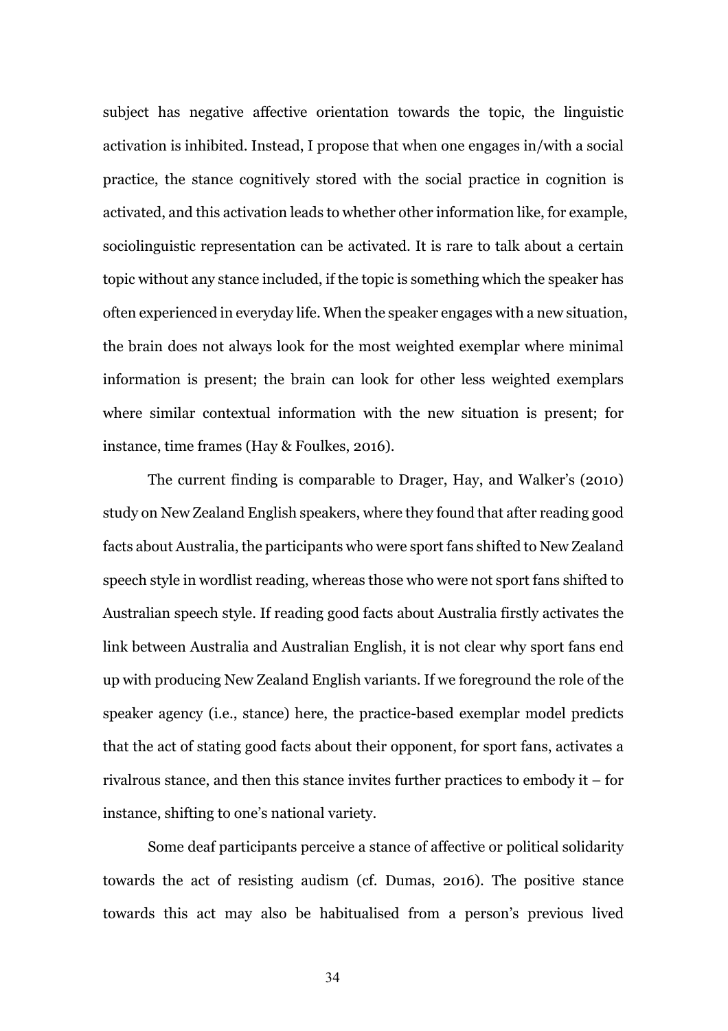subject has negative affective orientation towards the topic, the linguistic activation is inhibited. Instead, I propose that when one engages in/with a social practice, the stance cognitively stored with the social practice in cognition is activated, and this activation leads to whether other information like, for example, sociolinguistic representation can be activated. It is rare to talk about a certain topic without any stance included, if the topic is something which the speaker has often experienced in everyday life. When the speaker engages with a new situation, the brain does not always look for the most weighted exemplar where minimal information is present; the brain can look for other less weighted exemplars where similar contextual information with the new situation is present; for instance, time frames (Hay & Foulkes, 2016).

The current finding is comparable to Drager, Hay, and Walker's (2010) study on New Zealand English speakers, where they found that after reading good facts about Australia, the participants who were sport fans shifted to New Zealand speech style in wordlist reading, whereas those who were not sport fans shifted to Australian speech style. If reading good facts about Australia firstly activates the link between Australia and Australian English, it is not clear why sport fans end up with producing New Zealand English variants. If we foreground the role of the speaker agency (i.e., stance) here, the practice-based exemplar model predicts that the act of stating good facts about their opponent, for sport fans, activates a rivalrous stance, and then this stance invites further practices to embody it – for instance, shifting to one's national variety.

Some deaf participants perceive a stance of affective or political solidarity towards the act of resisting audism (cf. Dumas, 2016). The positive stance towards this act may also be habitualised from a person's previous lived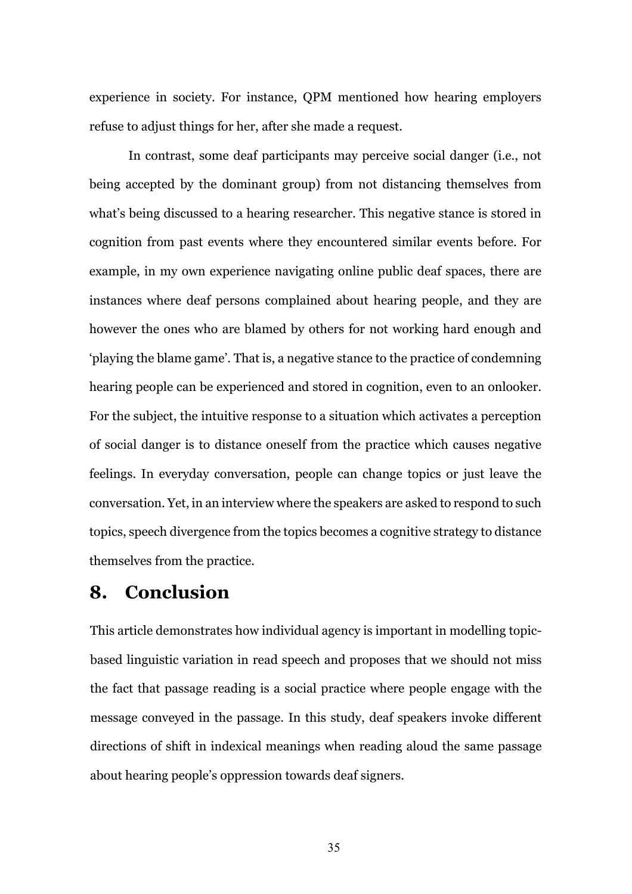experience in society. For instance, QPM mentioned how hearing employers refuse to adjust things for her, after she made a request.

In contrast, some deaf participants may perceive social danger (i.e., not being accepted by the dominant group) from not distancing themselves from what's being discussed to a hearing researcher. This negative stance is stored in cognition from past events where they encountered similar events before. For example, in my own experience navigating online public deaf spaces, there are instances where deaf persons complained about hearing people, and they are however the ones who are blamed by others for not working hard enough and 'playing the blame game'. That is, a negative stance to the practice of condemning hearing people can be experienced and stored in cognition, even to an onlooker. For the subject, the intuitive response to a situation which activates a perception of social danger is to distance oneself from the practice which causes negative feelings. In everyday conversation, people can change topics or just leave the conversation. Yet, in an interview where the speakers are asked to respond to such topics, speech divergence from the topics becomes a cognitive strategy to distance themselves from the practice.

## 8. Conclusion

This article demonstrates how individual agency is important in modelling topic-based linguistic variation in read speech and proposes that we should not miss the fact that passage reading is a social practice where people engage with the message conveyed in the passage. In this study, deaf speakers invoke different directions of shift in indexical meanings when reading aloud the same passage about hearing people's oppression towards deaf signers.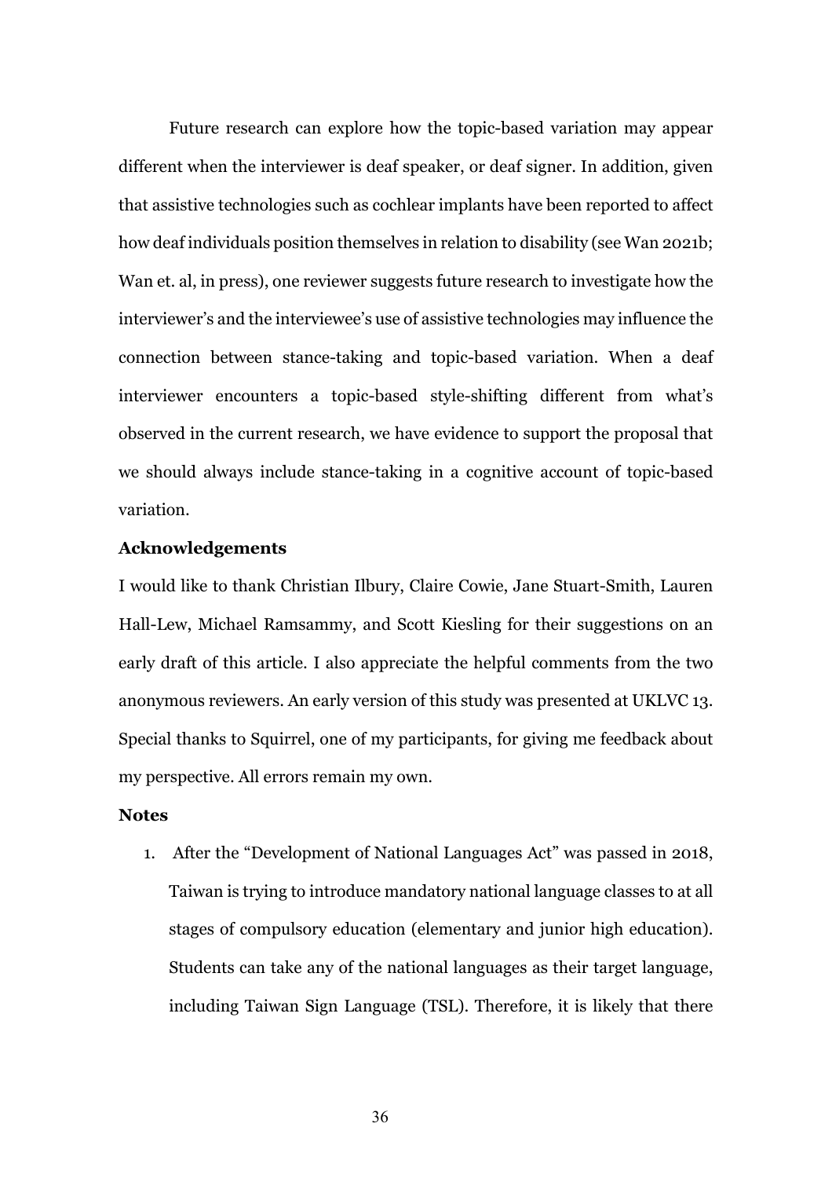Future research can explore how the topic-based variation may appear different when the interviewer is deaf speaker, or deaf signer. In addition, given that assistive technologies such as cochlear implants have been reported to affect how deaf individuals position themselves in relation to disability (see Wan 2021b; Wan et. al, in press), one reviewer suggests future research to investigate how the interviewer's and the interviewee's use of assistive technologies may influence the connection between stance-taking and topic-based variation. When a deaf interviewer encounters a topic-based style-shifting different from what's observed in the current research, we have evidence to support the proposal that we should always include stance-taking in a cognitive account of topic-based variation.

### Acknowledgements

I would like to thank Christian Ilbury, Claire Cowie, Jane Stuart-Smith, Lauren Hall-Lew, Michael Ramsammy, and Scott Kiesling for their suggestions on an early draft of this article. I also appreciate the helpful comments from the two anonymous reviewers. An early version of this study was presented at UKLVC 13. Special thanks to Squirrel, one of my participants, for giving me feedback about my perspective. All errors remain my own.

### Notes

1. After the "Development of National Languages Act" was passed in 2018, Taiwan is trying to introduce mandatory national language classes to at all stages of compulsory education (elementary and junior high education). Students can take any of the national languages as their target language, including Taiwan Sign Language (TSL). Therefore, it is likely that there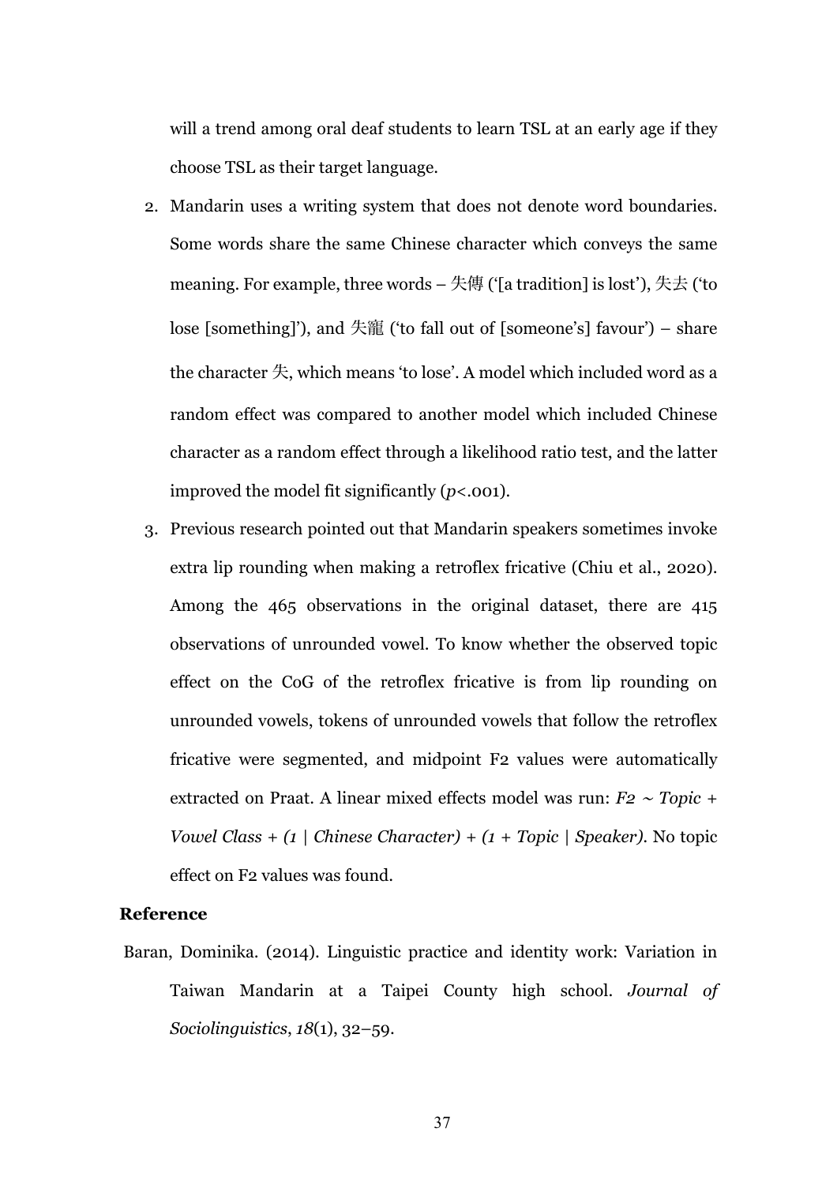will a trend among oral deaf students to learn TSL at an early age if they choose TSL as their target language.

2. Mandarin uses a writing system that does not denote word boundaries. Some words share the same Chinese character which conveys the same meaning. For example, three words – 失傳 ('[a tradition] is lost'), 失去 ('to lose [something]'), and 失寵 ('to fall out of [someone's] favour') – share the character 失, which means 'to lose'. A model which included word as a random effect was compared to another model which included Chinese character as a random effect through a likelihood ratio test, and the latter improved the model fit significantly ($p<.001$).
3. Previous research pointed out that Mandarin speakers sometimes invoke extra lip rounding when making a retroflex fricative (Chiu et al., 2020). Among the 465 observations in the original dataset, there are 415 observations of unrounded vowel. To know whether the observed topic effect on the CoG of the retroflex fricative is from lip rounding on unrounded vowels, tokens of unrounded vowels that follow the retroflex fricative were segmented, and midpoint F2 values were automatically extracted on Praat. A linear mixed effects model was run: *F2 ~ Topic + Vowel Class + (1 | Chinese Character) + (1 + Topic | Speaker)*. No topic effect on F2 values was found.

**Reference**

Baran, Dominika. (2014). Linguistic practice and identity work: Variation in Taiwan Mandarin at a Taipei County high school. *Journal of Sociolinguistics*, *18*(1), 32–59.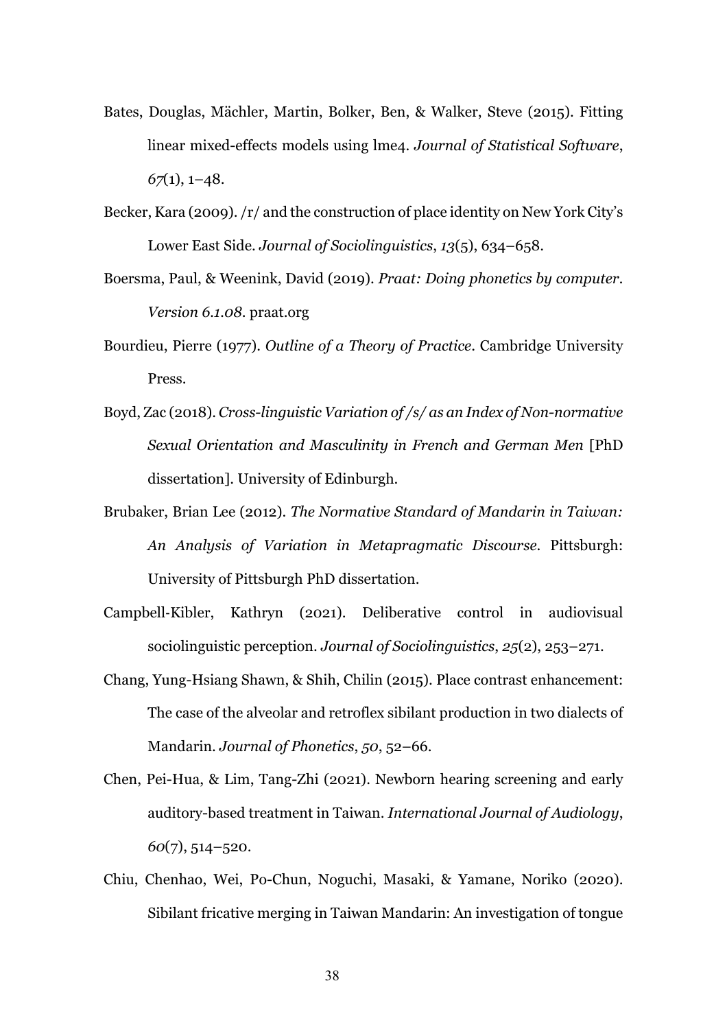Bates, Douglas, Mächler, Martin, Bolker, Ben, & Walker, Steve (2015). Fitting linear mixed-effects models using lme4. *Journal of Statistical Software*, *67*(1), 1–48.

Becker, Kara (2009). /r/ and the construction of place identity on New York City's Lower East Side. *Journal of Sociolinguistics*, *13*(5), 634–658.

Boersma, Paul, & Weenink, David (2019). *Praat: Doing phonetics by computer. Version 6.1.08*. praat.org

Bourdieu, Pierre (1977). *Outline of a Theory of Practice*. Cambridge University Press.

Boyd, Zac (2018). *Cross-linguistic Variation of /s/ as an Index of Non-normative Sexual Orientation and Masculinity in French and German Men* [PhD dissertation]. University of Edinburgh.

Brubaker, Brian Lee (2012). *The Normative Standard of Mandarin in Taiwan: An Analysis of Variation in Metapragmatic Discourse*. Pittsburgh: University of Pittsburgh PhD dissertation.

Campbell-Kibler, Kathryn (2021). Deliberative control in audiovisual sociolinguistic perception. *Journal of Sociolinguistics*, *25*(2), 253–271.

Chang, Yung-Hsiang Shawn, & Shih, Chilin (2015). Place contrast enhancement: The case of the alveolar and retroflex sibilant production in two dialects of Mandarin. *Journal of Phonetics*, *50*, 52–66.

Chen, Pei-Hua, & Lim, Tang-Zhi (2021). Newborn hearing screening and early auditory-based treatment in Taiwan. *International Journal of Audiology*, *60*(7), 514–520.

Chiu, Chenhao, Wei, Po-Chun, Noguchi, Masaki, & Yamane, Noriko (2020). Sibilant fricative merging in Taiwan Mandarin: An investigation of tongue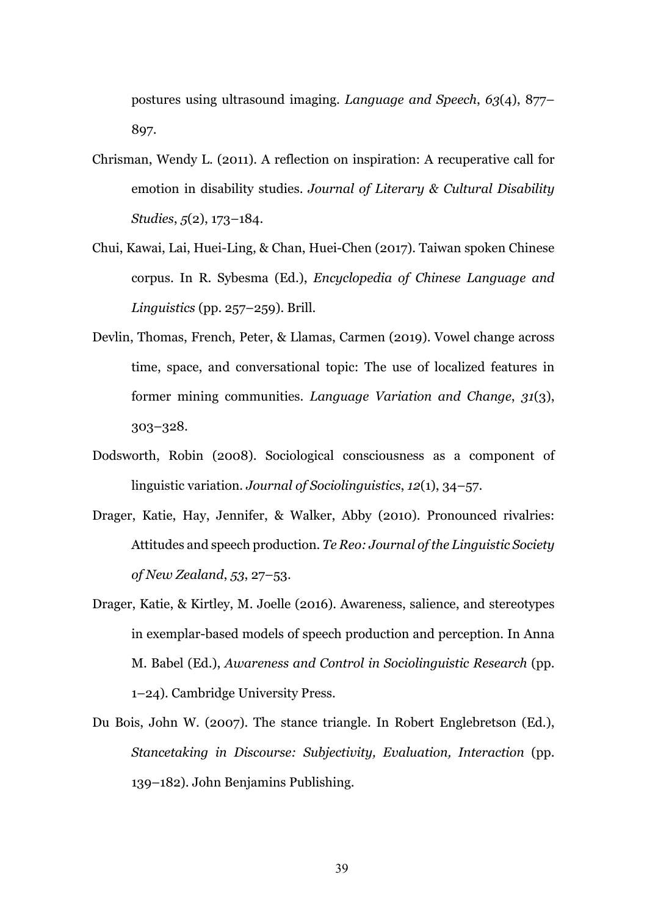postures using ultrasound imaging. *Language and Speech*, *63*(4), 877–897.

Chrisman, Wendy L. (2011). A reflection on inspiration: A recuperative call for emotion in disability studies. *Journal of Literary & Cultural Disability Studies*, *5*(2), 173–184.

Chui, Kawai, Lai, Huei-Ling, & Chan, Huei-Chen (2017). Taiwan spoken Chinese corpus. In R. Sybesma (Ed.), *Encyclopedia of Chinese Language and Linguistics* (pp. 257–259). Brill.

Devlin, Thomas, French, Peter, & Llamas, Carmen (2019). Vowel change across time, space, and conversational topic: The use of localized features in former mining communities. *Language Variation and Change*, *31*(3), 303–328.

Dodsworth, Robin (2008). Sociological consciousness as a component of linguistic variation. *Journal of Sociolinguistics*, *12*(1), 34–57.

Drager, Katie, Hay, Jennifer, & Walker, Abby (2010). Pronounced rivalries: Attitudes and speech production. *Te Reo: Journal of the Linguistic Society of New Zealand*, *53*, 27–53.

Drager, Katie, & Kirtley, M. Joelle (2016). Awareness, salience, and stereotypes in exemplar-based models of speech production and perception. In Anna M. Babel (Ed.), *Awareness and Control in Sociolinguistic Research* (pp. 1–24). Cambridge University Press.

Du Bois, John W. (2007). The stance triangle. In Robert Englebretson (Ed.), *Stancetaking in Discourse: Subjectivity, Evaluation, Interaction* (pp. 139–182). John Benjamins Publishing.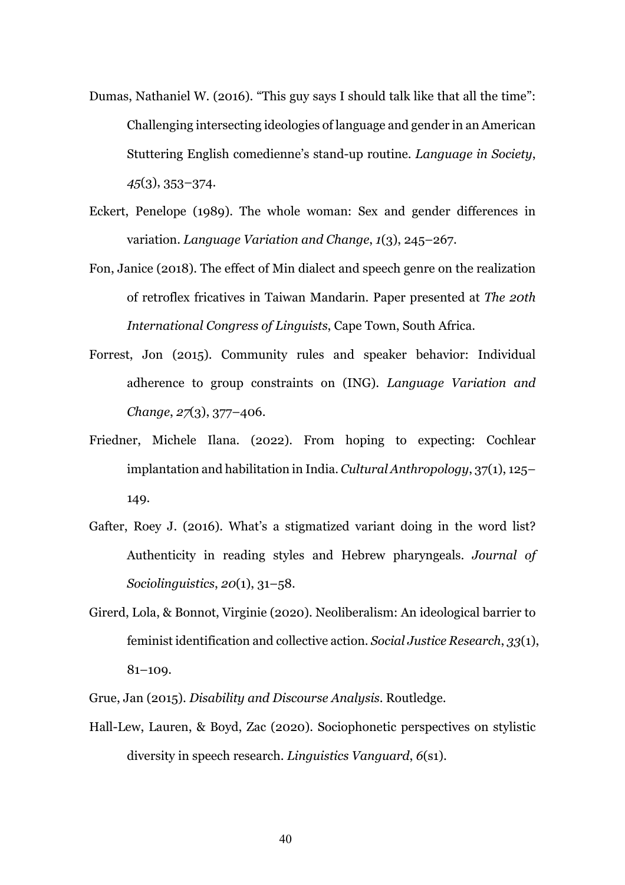Dumas, Nathaniel W. (2016). “This guy says I should talk like that all the time”: Challenging intersecting ideologies of language and gender in an American Stuttering English comedienne’s stand-up routine. *Language in Society*, *45*(3), 353–374.

Eckert, Penelope (1989). The whole woman: Sex and gender differences in variation. *Language Variation and Change*, *1*(3), 245–267.

Fon, Janice (2018). The effect of Min dialect and speech genre on the realization of retroflex fricatives in Taiwan Mandarin. Paper presented at *The 20th International Congress of Linguists*, Cape Town, South Africa.

Forrest, Jon (2015). Community rules and speaker behavior: Individual adherence to group constraints on (ING). *Language Variation and Change*, *27*(3), 377–406.

Friedner, Michele Ilana. (2022). From hoping to expecting: Cochlear implantation and habilitation in India. *Cultural Anthropology*, 37(1), 125–149.

Gafter, Roey J. (2016). What’s a stigmatized variant doing in the word list? Authenticity in reading styles and Hebrew pharyngeals. *Journal of Sociolinguistics*, *20*(1), 31–58.

Girerd, Lola, & Bonnot, Virginie (2020). Neoliberalism: An ideological barrier to feminist identification and collective action. *Social Justice Research*, *33*(1), 81–109.

Grue, Jan (2015). *Disability and Discourse Analysis*. Routledge.

Hall-Lew, Lauren, & Boyd, Zac (2020). Sociophonetic perspectives on stylistic diversity in speech research. *Linguistics Vanguard*, *6*(s1).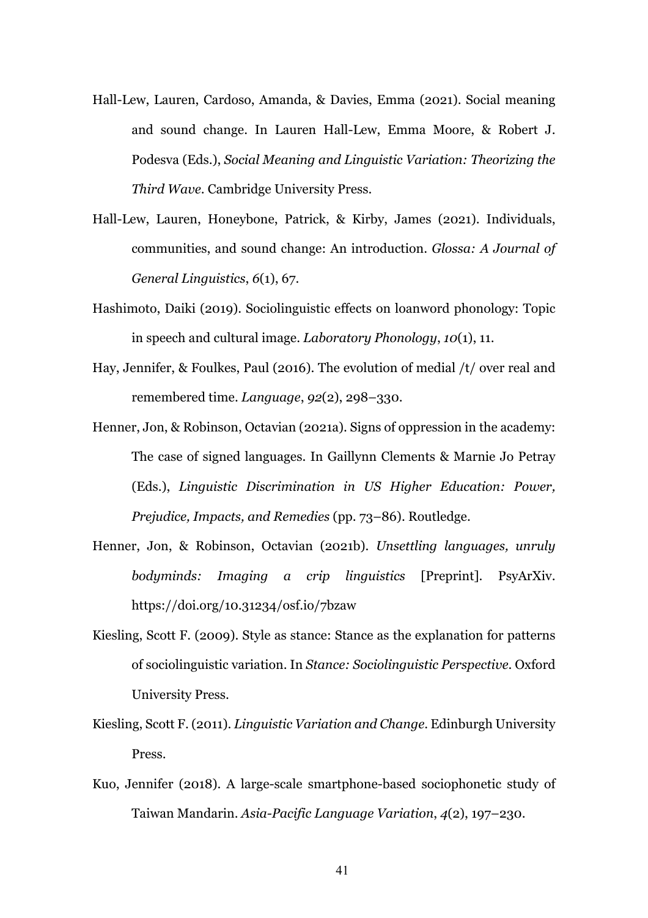Hall-Lew, Lauren, Cardoso, Amanda, & Davies, Emma (2021). Social meaning and sound change. In Lauren Hall-Lew, Emma Moore, & Robert J. Podesva (Eds.), *Social Meaning and Linguistic Variation: Theorizing the Third Wave*. Cambridge University Press.

Hall-Lew, Lauren, Honeybone, Patrick, & Kirby, James (2021). Individuals, communities, and sound change: An introduction. *Glossa: A Journal of General Linguistics*, *6*(1), 67.

Hashimoto, Daiki (2019). Sociolinguistic effects on loanword phonology: Topic in speech and cultural image. *Laboratory Phonology*, *10*(1), 11.

Hay, Jennifer, & Foulkes, Paul (2016). The evolution of medial /t/ over real and remembered time. *Language*, *92*(2), 298–330.

Henner, Jon, & Robinson, Octavian (2021a). Signs of oppression in the academy: The case of signed languages. In Gaillynn Clements & Marnie Jo Petray (Eds.), *Linguistic Discrimination in US Higher Education: Power, Prejudice, Impacts, and Remedies* (pp. 73–86). Routledge.

Henner, Jon, & Robinson, Octavian (2021b). *Unsettling languages, unruly bodyminds: Imaging a crip linguistics* [Preprint]. PsyArXiv. https://doi.org/10.31234/osf.io/7bzaw

Kiesling, Scott F. (2009). Style as stance: Stance as the explanation for patterns of sociolinguistic variation. In *Stance: Sociolinguistic Perspective*. Oxford University Press.

Kiesling, Scott F. (2011). *Linguistic Variation and Change*. Edinburgh University Press.

Kuo, Jennifer (2018). A large-scale smartphone-based sociophonetic study of Taiwan Mandarin. *Asia-Pacific Language Variation*, *4*(2), 197–230.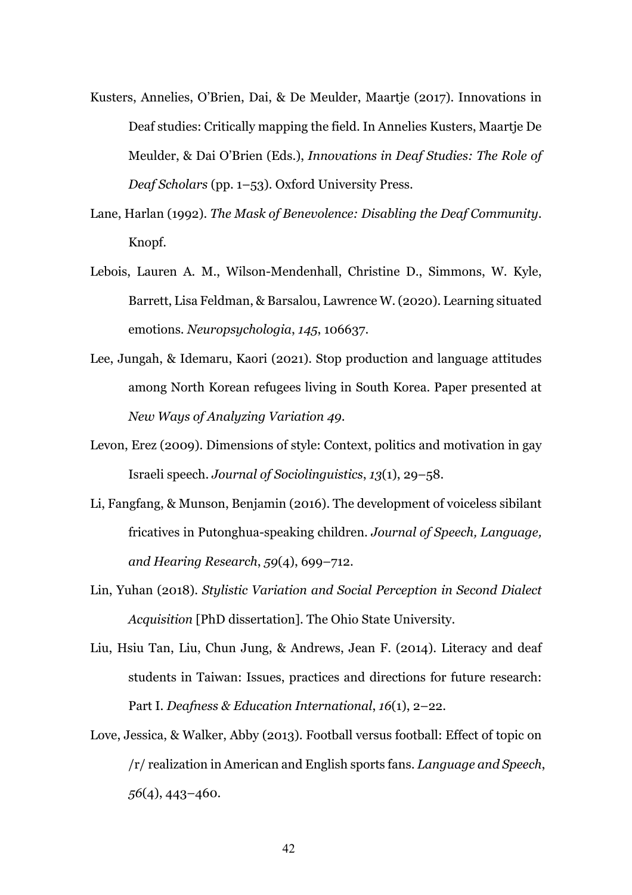Kusters, Annelies, O'Brien, Dai, & De Meulder, Maartje (2017). Innovations in Deaf studies: Critically mapping the field. In Annelies Kusters, Maartje De Meulder, & Dai O'Brien (Eds.), *Innovations in Deaf Studies: The Role of Deaf Scholars* (pp. 1–53). Oxford University Press.

Lane, Harlan (1992). *The Mask of Benevolence: Disabling the Deaf Community*. Knopf.

Lebois, Lauren A. M., Wilson-Mendenhall, Christine D., Simmons, W. Kyle, Barrett, Lisa Feldman, & Barsalou, Lawrence W. (2020). Learning situated emotions. *Neuropsychologia*, *145*, 106637.

Lee, Jungah, & Idemaru, Kaori (2021). Stop production and language attitudes among North Korean refugees living in South Korea. Paper presented at *New Ways of Analyzing Variation 49*.

Levon, Erez (2009). Dimensions of style: Context, politics and motivation in gay Israeli speech. *Journal of Sociolinguistics*, *13*(1), 29–58.

Li, Fangfang, & Munson, Benjamin (2016). The development of voiceless sibilant fricatives in Putonghua-speaking children. *Journal of Speech, Language, and Hearing Research*, *59*(4), 699–712.

Lin, Yuhan (2018). *Stylistic Variation and Social Perception in Second Dialect Acquisition* [PhD dissertation]. The Ohio State University.

Liu, Hsiu Tan, Liu, Chun Jung, & Andrews, Jean F. (2014). Literacy and deaf students in Taiwan: Issues, practices and directions for future research: Part I. *Deafness & Education International*, *16*(1), 2–22.

Love, Jessica, & Walker, Abby (2013). Football versus football: Effect of topic on /r/ realization in American and English sports fans. *Language and Speech*, *56*(4), 443–460.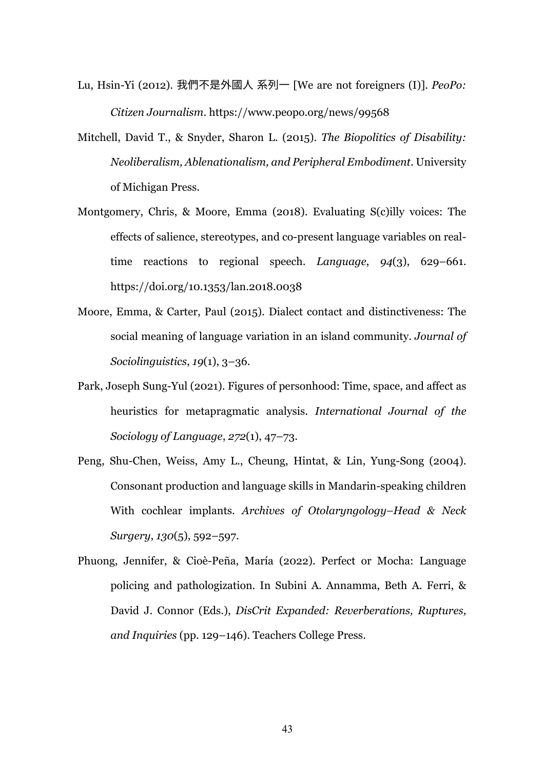Lu, Hsin-Yi (2012). 我們不是外國人 系列一 [We are not foreigners (I)]. *PeoPo: Citizen Journalism*. https://www.peopo.org/news/99568

Mitchell, David T., & Snyder, Sharon L. (2015). *The Biopolitics of Disability: Neoliberalism, Ablenationalism, and Peripheral Embodiment*. University of Michigan Press.

Montgomery, Chris, & Moore, Emma (2018). Evaluating S(c)illy voices: The effects of salience, stereotypes, and co-present language variables on real-time reactions to regional speech. *Language*, *94*(3), 629–661. https://doi.org/10.1353/lan.2018.0038

Moore, Emma, & Carter, Paul (2015). Dialect contact and distinctiveness: The social meaning of language variation in an island community. *Journal of Sociolinguistics*, *19*(1), 3–36.

Park, Joseph Sung-Yul (2021). Figures of personhood: Time, space, and affect as heuristics for metapragmatic analysis. *International Journal of the Sociology of Language*, *272*(1), 47–73.

Peng, Shu-Chen, Weiss, Amy L., Cheung, Hintat, & Lin, Yung-Song (2004). Consonant production and language skills in Mandarin-speaking children With cochlear implants. *Archives of Otolaryngology–Head & Neck Surgery*, *130*(5), 592–597.

Phuong, Jennifer, & Cioè-Peña, María (2022). Perfect or Mocha: Language policing and pathologization. In Subini A. Annamma, Beth A. Ferri, & David J. Connor (Eds.), *DisCrit Expanded: Reverberations, Ruptures, and Inquiries* (pp. 129–146). Teachers College Press.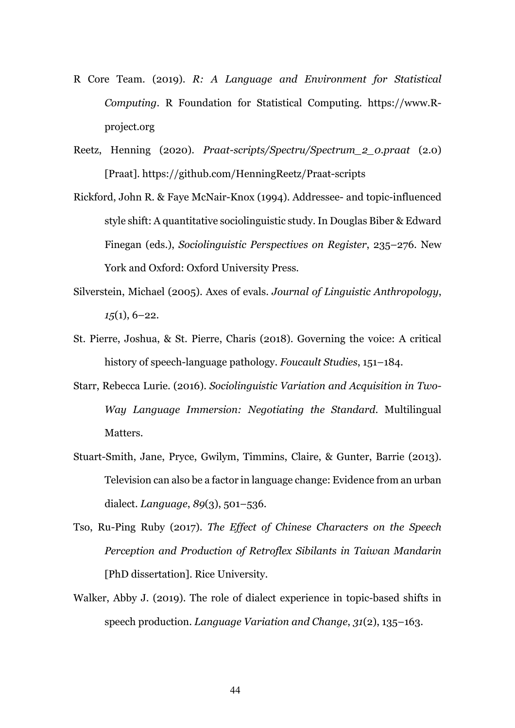R Core Team. (2019). *R: A Language and Environment for Statistical Computing*. R Foundation for Statistical Computing. https://www.R-project.org

Reetz, Henning (2020). *Praat-scripts/Spectru/Spectrum_2_0.praat* (2.0) [Praat]. https://github.com/HenningReetz/Praat-scripts

Rickford, John R. & Faye McNair-Knox (1994). Addressee- and topic-influenced style shift: A quantitative sociolinguistic study. In Douglas Biber & Edward Finegan (eds.), *Sociolinguistic Perspectives on Register*, 235–276. New York and Oxford: Oxford University Press.

Silverstein, Michael (2005). Axes of evals. *Journal of Linguistic Anthropology*, *15*(1), 6–22.

St. Pierre, Joshua, & St. Pierre, Charis (2018). Governing the voice: A critical history of speech-language pathology. *Foucault Studies*, 151–184.

Starr, Rebecca Lurie. (2016). *Sociolinguistic Variation and Acquisition in Two-Way Language Immersion: Negotiating the Standard*. Multilingual Matters.

Stuart-Smith, Jane, Pryce, Gwilym, Timmins, Claire, & Gunter, Barrie (2013). Television can also be a factor in language change: Evidence from an urban dialect. *Language*, *89*(3), 501–536.

Tso, Ru-Ping Ruby (2017). *The Effect of Chinese Characters on the Speech Perception and Production of Retroflex Sibilants in Taiwan Mandarin* [PhD dissertation]. Rice University.

Walker, Abby J. (2019). The role of dialect experience in topic-based shifts in speech production. *Language Variation and Change*, *31*(2), 135–163.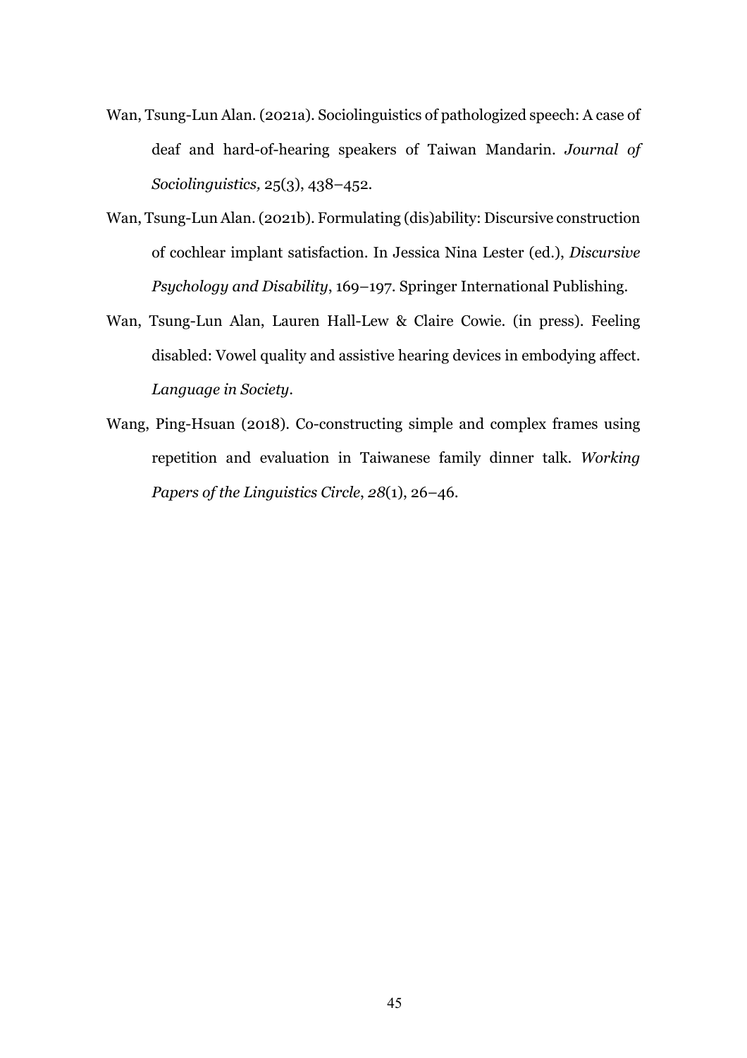Wan, Tsung-Lun Alan. (2021a). Sociolinguistics of pathologized speech: A case of deaf and hard-of-hearing speakers of Taiwan Mandarin. *Journal of Sociolinguistics,* 25(3), 438–452.

Wan, Tsung-Lun Alan. (2021b). Formulating (dis)ability: Discursive construction of cochlear implant satisfaction. In Jessica Nina Lester (ed.), *Discursive Psychology and Disability*, 169–197. Springer International Publishing.

Wan, Tsung-Lun Alan, Lauren Hall-Lew & Claire Cowie. (in press). Feeling disabled: Vowel quality and assistive hearing devices in embodying affect. *Language in Society*.

Wang, Ping-Hsuan (2018). Co-constructing simple and complex frames using repetition and evaluation in Taiwanese family dinner talk. *Working Papers of the Linguistics Circle*, *28*(1), 26–46.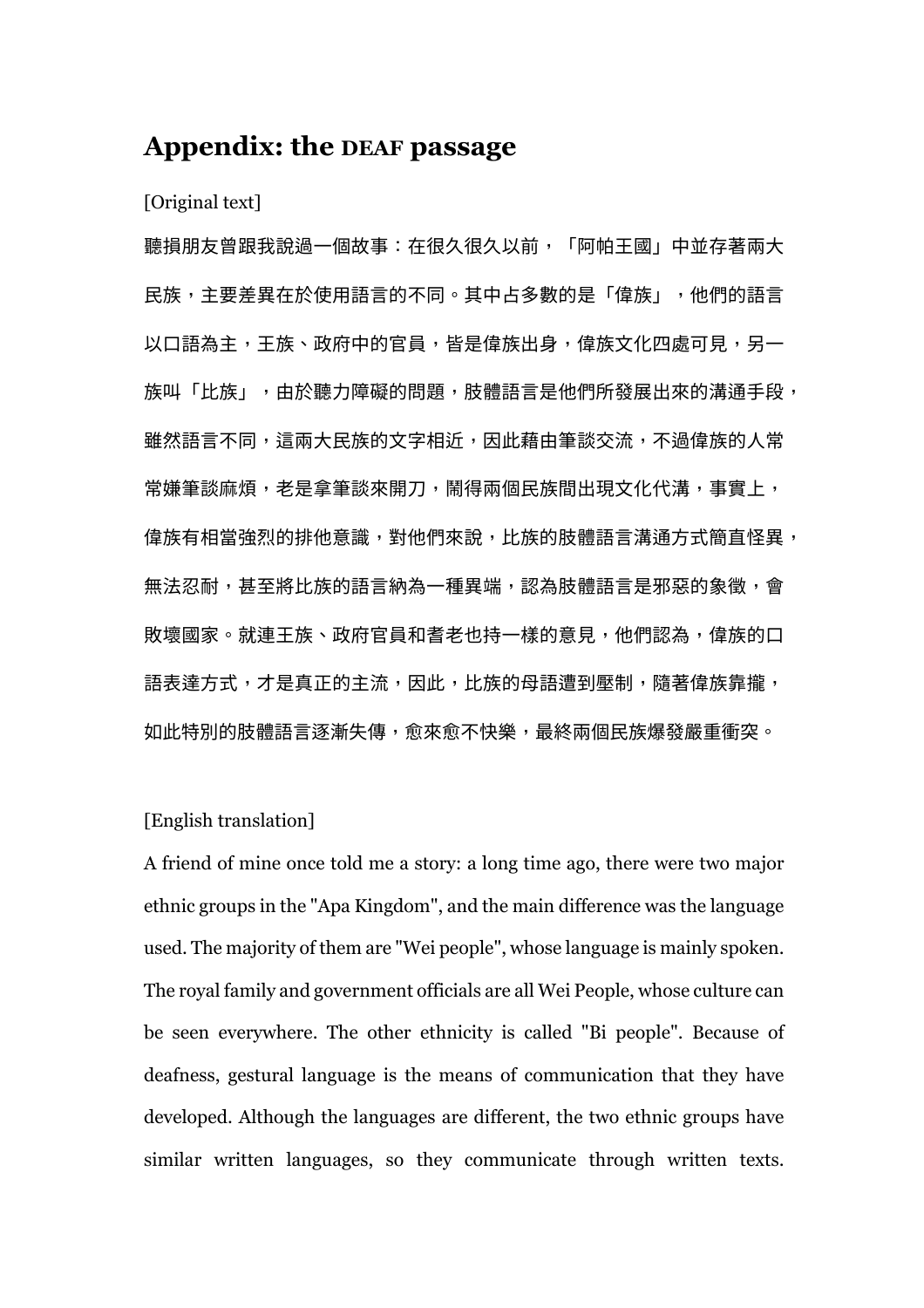## Appendix: the DEAF passage

[Original text]

聽損朋友曾跟我說過一個故事：在很久很久以前，「阿帕王國」中並存著兩大民族，主要差異在於使用語言的不同。其中占多數的是「偉族」，他們的語言以口語為主，王族、政府中的官員，皆是偉族出身，偉族文化四處可見，另一族叫「比族」，由於聽力障礙的問題，肢體語言是他們所發展出來的溝通手段，雖然語言不同，這兩大民族的文字相近，因此藉由筆談交流，不過偉族的人常常嫌筆談麻煩，老是拿筆談來開刀，鬧得兩個民族間出現文化代溝，事實上，偉族有相當強烈的排他意識，對他們來說，比族的肢體語言溝通方式簡直怪異，無法忍耐，甚至將比族的語言納為一種異端，認為肢體語言是邪惡的象徵，會敗壞國家。就連王族、政府官員和耆老也持一樣的意見，他們認為，偉族的口語表達方式，才是真正的主流，因此，比族的母語遭到壓制，隨著偉族靠攏，如此特別的肢體語言逐漸失傳，愈來愈不快樂，最終兩個民族爆發嚴重衝突。

[English translation]

A friend of mine once told me a story: a long time ago, there were two major ethnic groups in the "Apa Kingdom", and the main difference was the language used. The majority of them are "Wei people", whose language is mainly spoken. The royal family and government officials are all Wei People, whose culture can be seen everywhere. The other ethnicity is called "Bi people". Because of deafness, gestural language is the means of communication that they have developed. Although the languages are different, the two ethnic groups have similar written languages, so they communicate through written texts.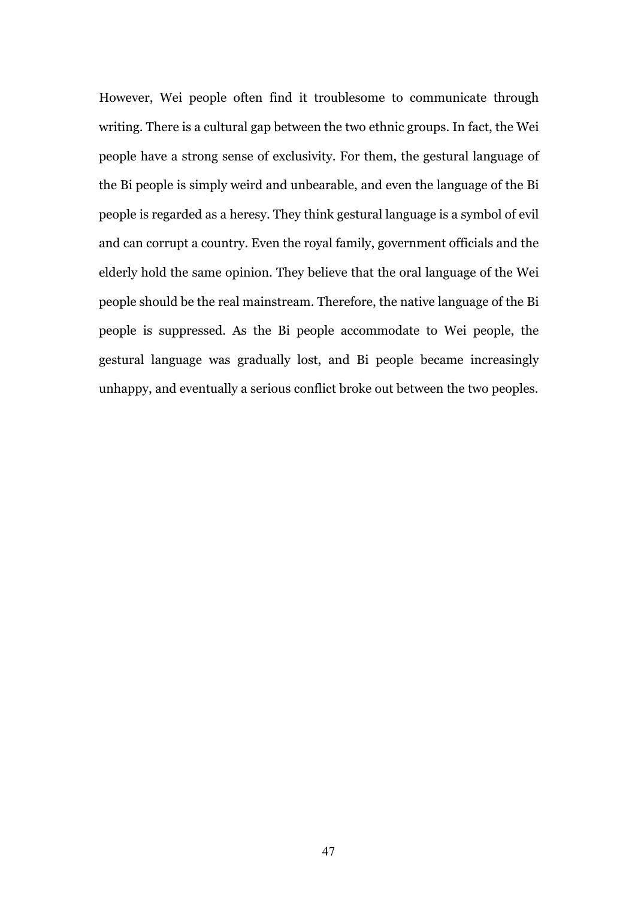However, Wei people often find it troublesome to communicate through writing. There is a cultural gap between the two ethnic groups. In fact, the Wei people have a strong sense of exclusivity. For them, the gestural language of the Bi people is simply weird and unbearable, and even the language of the Bi people is regarded as a heresy. They think gestural language is a symbol of evil and can corrupt a country. Even the royal family, government officials and the elderly hold the same opinion. They believe that the oral language of the Wei people should be the real mainstream. Therefore, the native language of the Bi people is suppressed. As the Bi people accommodate to Wei people, the gestural language was gradually lost, and Bi people became increasingly unhappy, and eventually a serious conflict broke out between the two peoples.